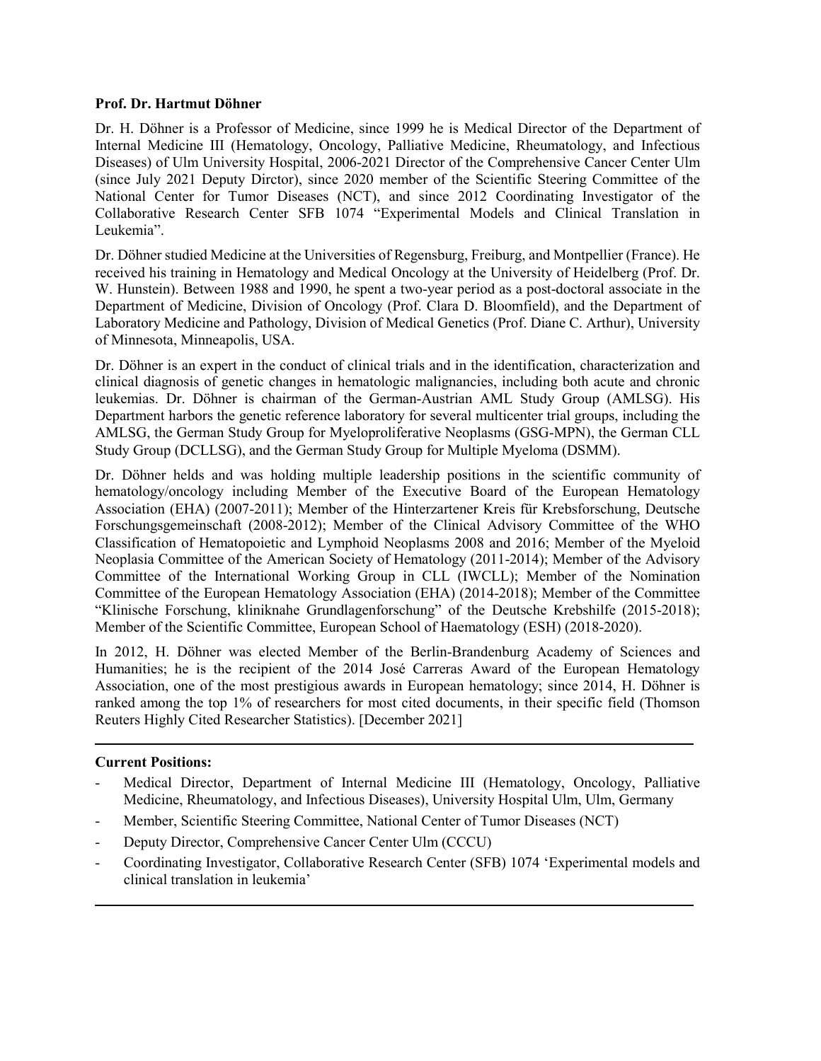**Prof. Dr. Hartmut Döhner**

Dr. H. Döhner is a Professor of Medicine, since 1999 he is Medical Director of the Department of Internal Medicine III (Hematology, Oncology, Palliative Medicine, Rheumatology, and Infectious Diseases) of Ulm University Hospital, 2006-2021 Director of the Comprehensive Cancer Center Ulm (since July 2021 Deputy Dirctor), since 2020 member of the Scientific Steering Committee of the National Center for Tumor Diseases (NCT), and since 2012 Coordinating Investigator of the Collaborative Research Center SFB 1074 "Experimental Models and Clinical Translation in Leukemia".

Dr. Döhner studied Medicine at the Universities of Regensburg, Freiburg, and Montpellier (France). He received his training in Hematology and Medical Oncology at the University of Heidelberg (Prof. Dr. W. Hunstein). Between 1988 and 1990, he spent a two-year period as a post-doctoral associate in the Department of Medicine, Division of Oncology (Prof. Clara D. Bloomfield), and the Department of Laboratory Medicine and Pathology, Division of Medical Genetics (Prof. Diane C. Arthur), University of Minnesota, Minneapolis, USA.

Dr. Döhner is an expert in the conduct of clinical trials and in the identification, characterization and clinical diagnosis of genetic changes in hematologic malignancies, including both acute and chronic leukemias. Dr. Döhner is chairman of the German-Austrian AML Study Group (AMLSG). His Department harbors the genetic reference laboratory for several multicenter trial groups, including the AMLSG, the German Study Group for Myeloproliferative Neoplasms (GSG-MPN), the German CLL Study Group (DCLLSG), and the German Study Group for Multiple Myeloma (DSMM).

Dr. Döhner helds and was holding multiple leadership positions in the scientific community of hematology/oncology including Member of the Executive Board of the European Hematology Association (EHA) (2007-2011); Member of the Hinterzartener Kreis für Krebsforschung, Deutsche Forschungsgemeinschaft (2008-2012); Member of the Clinical Advisory Committee of the WHO Classification of Hematopoietic and Lymphoid Neoplasms 2008 and 2016; Member of the Myeloid Neoplasia Committee of the American Society of Hematology (2011-2014); Member of the Advisory Committee of the International Working Group in CLL (IWCLL); Member of the Nomination Committee of the European Hematology Association (EHA) (2014-2018); Member of the Committee "Klinische Forschung, kliniknahe Grundlagenforschung" of the Deutsche Krebshilfe (2015-2018); Member of the Scientific Committee, European School of Haematology (ESH) (2018-2020).

In 2012, H. Döhner was elected Member of the Berlin-Brandenburg Academy of Sciences and Humanities; he is the recipient of the 2014 José Carreras Award of the European Hematology Association, one of the most prestigious awards in European hematology; since 2014, H. Döhner is ranked among the top 1% of researchers for most cited documents, in their specific field (Thomson Reuters Highly Cited Researcher Statistics). [December 2021]

---

**Current Positions:**

- Medical Director, Department of Internal Medicine III (Hematology, Oncology, Palliative Medicine, Rheumatology, and Infectious Diseases), University Hospital Ulm, Ulm, Germany
- Member, Scientific Steering Committee, National Center of Tumor Diseases (NCT)
- Deputy Director, Comprehensive Cancer Center Ulm (CCCU)
- Coordinating Investigator, Collaborative Research Center (SFB) 1074 'Experimental models and clinical translation in leukemia'

---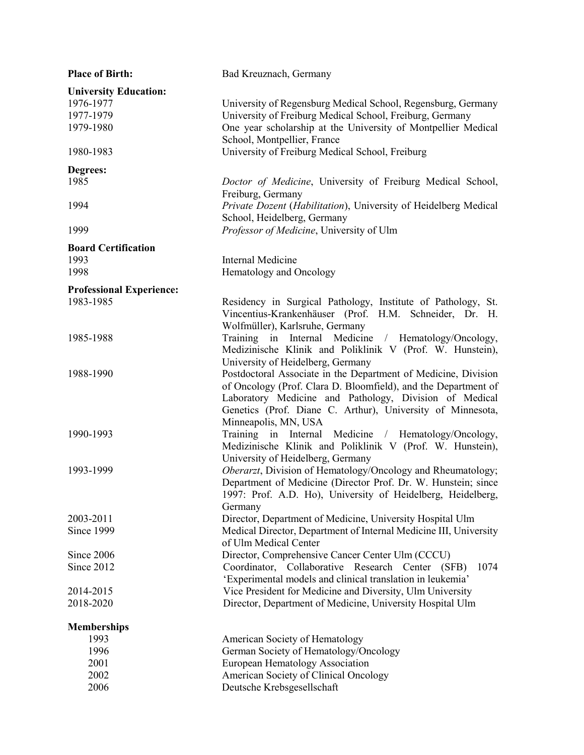**Place of Birth:** Bad Kreuznach, Germany

**University Education:**

| | |
|---|---|
| 1976-1977 | University of Regensburg Medical School, Regensburg, Germany |
| 1977-1979 | University of Freiburg Medical School, Freiburg, Germany |
| 1979-1980 | One year scholarship at the University of Montpellier Medical School, Montpellier, France |
| 1980-1983 | University of Freiburg Medical School, Freiburg |

**Degrees:**

| | |
|---|---|
| 1985 | *Doctor of Medicine*, University of Freiburg Medical School, Freiburg, Germany |
| 1994 | *Private Dozent* (*Habilitation*), University of Heidelberg Medical School, Heidelberg, Germany |
| 1999 | *Professor of Medicine*, University of Ulm |

**Board Certification**

| | |
|---|---|
| 1993 | Internal Medicine |
| 1998 | Hematology and Oncology |

**Professional Experience:**

| | |
|---|---|
| 1983-1985 | Residency in Surgical Pathology, Institute of Pathology, St. Vincentius-Krankenhäuser (Prof. H.M. Schneider, Dr. H. Wolfmüller), Karlsruhe, Germany |
| 1985-1988 | Training in Internal Medicine / Hematology/Oncology, Medizinische Klinik and Poliklinik V (Prof. W. Hunstein), University of Heidelberg, Germany |
| 1988-1990 | Postdoctoral Associate in the Department of Medicine, Division of Oncology (Prof. Clara D. Bloomfield), and the Department of Laboratory Medicine and Pathology, Division of Medical Genetics (Prof. Diane C. Arthur), University of Minnesota, Minneapolis, MN, USA |
| 1990-1993 | Training in Internal Medicine / Hematology/Oncology, Medizinische Klinik and Poliklinik V (Prof. W. Hunstein), University of Heidelberg, Germany |
| 1993-1999 | *Oberarzt*, Division of Hematology/Oncology and Rheumatology; Department of Medicine (Director Prof. Dr. W. Hunstein; since 1997: Prof. A.D. Ho), University of Heidelberg, Heidelberg, Germany |
| 2003-2011 | Director, Department of Medicine, University Hospital Ulm |
| Since 1999 | Medical Director, Department of Internal Medicine III, University of Ulm Medical Center |
| Since 2006 | Director, Comprehensive Cancer Center Ulm (CCCU) |
| Since 2012 | Coordinator, Collaborative Research Center (SFB) 1074 'Experimental models and clinical translation in leukemia' |
| 2014-2015 | Vice President for Medicine and Diversity, Ulm University |
| 2018-2020 | Director, Department of Medicine, University Hospital Ulm |

**Memberships**

| | |
|---|---|
| 1993 | American Society of Hematology |
| 1996 | German Society of Hematology/Oncology |
| 2001 | European Hematology Association |
| 2002 | American Society of Clinical Oncology |
| 2006 | Deutsche Krebsgesellschaft |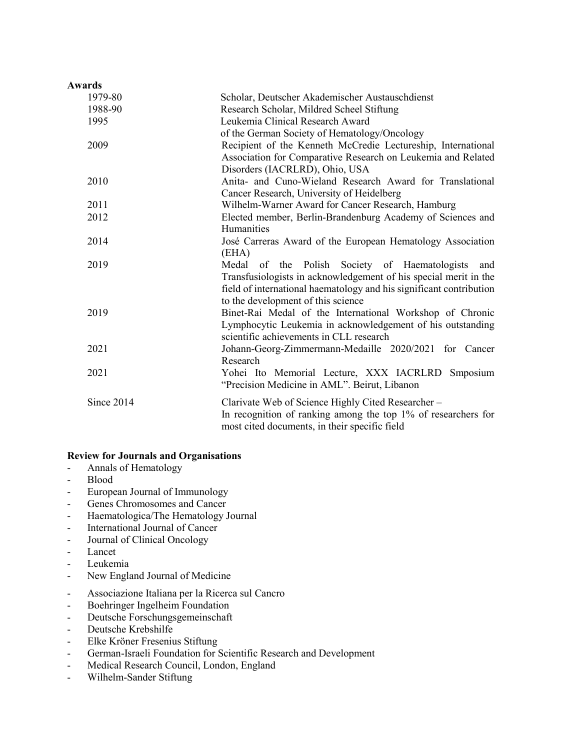**Awards**

| | |
|---|---|
| 1979-80 | Scholar, Deutscher Akademischer Austauschdienst |
| 1988-90 | Research Scholar, Mildred Scheel Stiftung |
| 1995 | Leukemia Clinical Research Award of the German Society of Hematology/Oncology |
| 2009 | Recipient of the Kenneth McCredie Lectureship, International Association for Comparative Research on Leukemia and Related Disorders (IACRLRD), Ohio, USA |
| 2010 | Anita- and Cuno-Wieland Research Award for Translational Cancer Research, University of Heidelberg |
| 2011 | Wilhelm-Warner Award for Cancer Research, Hamburg |
| 2012 | Elected member, Berlin-Brandenburg Academy of Sciences and Humanities |
| 2014 | José Carreras Award of the European Hematology Association (EHA) |
| 2019 | Medal of the Polish Society of Haematologists and Transfusiologists in acknowledgement of his special merit in the field of international haematology and his significant contribution to the development of this science |
| 2019 | Binet-Rai Medal of the International Workshop of Chronic Lymphocytic Leukemia in acknowledgement of his outstanding scientific achievements in CLL research |
| 2021 | Johann-Georg-Zimmermann-Medaille 2020/2021 for Cancer Research |
| 2021 | Yohei Ito Memorial Lecture, XXX IACRLRD Smposium "Precision Medicine in AML". Beirut, Libanon |
| Since 2014 | Clarivate Web of Science Highly Cited Researcher – In recognition of ranking among the top 1% of researchers for most cited documents, in their specific field |

**Review for Journals and Organisations**

- Annals of Hematology
- Blood
- European Journal of Immunology
- Genes Chromosomes and Cancer
- Haematologica/The Hematology Journal
- International Journal of Cancer
- Journal of Clinical Oncology
- Lancet
- Leukemia
- New England Journal of Medicine

- Associazione Italiana per la Ricerca sul Cancro
- Boehringer Ingelheim Foundation
- Deutsche Forschungsgemeinschaft
- Deutsche Krebshilfe
- Elke Kröner Fresenius Stiftung
- German-Israeli Foundation for Scientific Research and Development
- Medical Research Council, London, England
- Wilhelm-Sander Stiftung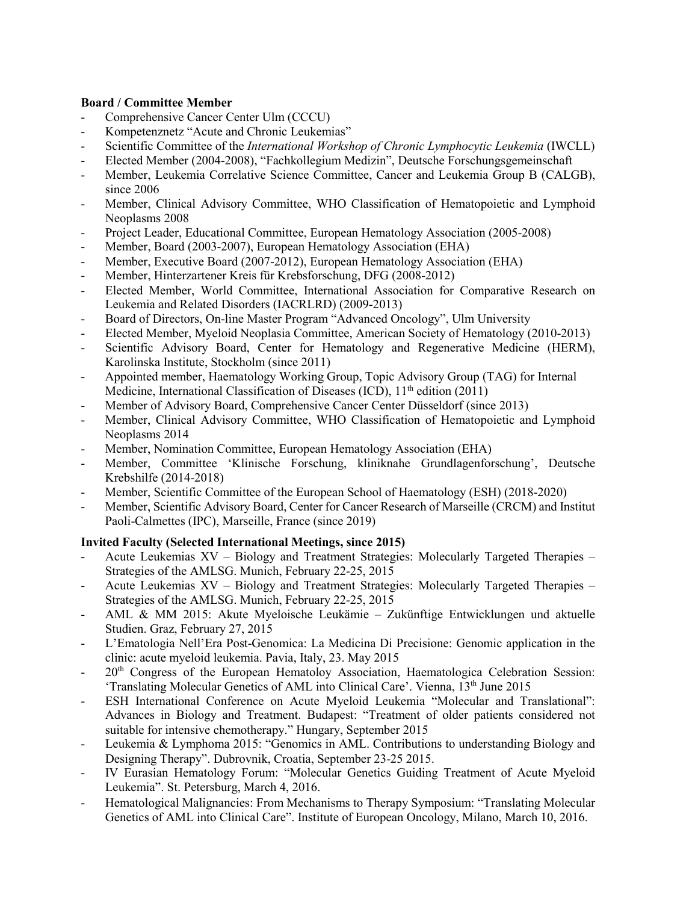**Board / Committee Member**

- Comprehensive Cancer Center Ulm (CCCU)
- Kompetenznetz "Acute and Chronic Leukemias"
- Scientific Committee of the *International Workshop of Chronic Lymphocytic Leukemia* (IWCLL)
- Elected Member (2004-2008), "Fachkollegium Medizin", Deutsche Forschungsgemeinschaft
- Member, Leukemia Correlative Science Committee, Cancer and Leukemia Group B (CALGB), since 2006
- Member, Clinical Advisory Committee, WHO Classification of Hematopoietic and Lymphoid Neoplasms 2008
- Project Leader, Educational Committee, European Hematology Association (2005-2008)
- Member, Board (2003-2007), European Hematology Association (EHA)
- Member, Executive Board (2007-2012), European Hematology Association (EHA)
- Member, Hinterzartener Kreis für Krebsforschung, DFG (2008-2012)
- Elected Member, World Committee, International Association for Comparative Research on Leukemia and Related Disorders (IACRLRD) (2009-2013)
- Board of Directors, On-line Master Program "Advanced Oncology", Ulm University
- Elected Member, Myeloid Neoplasia Committee, American Society of Hematology (2010-2013)
- Scientific Advisory Board, Center for Hematology and Regenerative Medicine (HERM), Karolinska Institute, Stockholm (since 2011)
- Appointed member, Haematology Working Group, Topic Advisory Group (TAG) for Internal Medicine, International Classification of Diseases (ICD), 11th edition (2011)
- Member of Advisory Board, Comprehensive Cancer Center Düsseldorf (since 2013)
- Member, Clinical Advisory Committee, WHO Classification of Hematopoietic and Lymphoid Neoplasms 2014
- Member, Nomination Committee, European Hematology Association (EHA)
- Member, Committee 'Klinische Forschung, kliniknahe Grundlagenforschung', Deutsche Krebshilfe (2014-2018)
- Member, Scientific Committee of the European School of Haematology (ESH) (2018-2020)
- Member, Scientific Advisory Board, Center for Cancer Research of Marseille (CRCM) and Institut Paoli-Calmettes (IPC), Marseille, France (since 2019)

**Invited Faculty (Selected International Meetings, since 2015)**

- Acute Leukemias XV – Biology and Treatment Strategies: Molecularly Targeted Therapies – Strategies of the AMLSG. Munich, February 22-25, 2015
- Acute Leukemias XV – Biology and Treatment Strategies: Molecularly Targeted Therapies – Strategies of the AMLSG. Munich, February 22-25, 2015
- AML & MM 2015: Akute Myeloische Leukämie – Zukünftige Entwicklungen und aktuelle Studien. Graz, February 27, 2015
- L'Ematologia Nell'Era Post-Genomica: La Medicina Di Precisione: Genomic application in the clinic: acute myeloid leukemia. Pavia, Italy, 23. May 2015
- 20th Congress of the European Hematoloy Association, Haematologica Celebration Session: 'Translating Molecular Genetics of AML into Clinical Care'. Vienna, 13th June 2015
- ESH International Conference on Acute Myeloid Leukemia "Molecular and Translational": Advances in Biology and Treatment. Budapest: "Treatment of older patients considered not suitable for intensive chemotherapy." Hungary, September 2015
- Leukemia & Lymphoma 2015: "Genomics in AML. Contributions to understanding Biology and Designing Therapy". Dubrovnik, Croatia, September 23-25 2015.
- IV Eurasian Hematology Forum: "Molecular Genetics Guiding Treatment of Acute Myeloid Leukemia". St. Petersburg, March 4, 2016.
- Hematological Malignancies: From Mechanisms to Therapy Symposium: "Translating Molecular Genetics of AML into Clinical Care". Institute of European Oncology, Milano, March 10, 2016.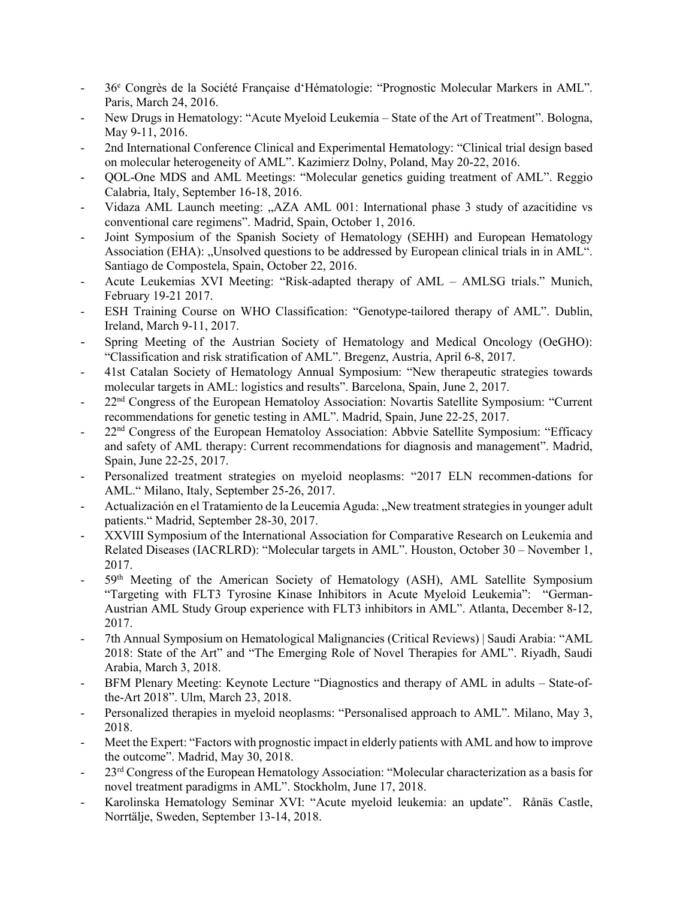- 36[e] Congrès de la Société Française d'Hématologie: "Prognostic Molecular Markers in AML". Paris, March 24, 2016.
- New Drugs in Hematology: "Acute Myeloid Leukemia – State of the Art of Treatment". Bologna, May 9-11, 2016.
- 2nd International Conference Clinical and Experimental Hematology: "Clinical trial design based on molecular heterogeneity of AML". Kazimierz Dolny, Poland, May 20-22, 2016.
- QOL-One MDS and AML Meetings: "Molecular genetics guiding treatment of AML". Reggio Calabria, Italy, September 16-18, 2016.
- Vidaza AML Launch meeting: „AZA AML 001: International phase 3 study of azacitidine vs conventional care regimens". Madrid, Spain, October 1, 2016.
- Joint Symposium of the Spanish Society of Hematology (SEHH) and European Hematology Association (EHA): „Unsolved questions to be addressed by European clinical trials in in AML". Santiago de Compostela, Spain, October 22, 2016.
- Acute Leukemias XVI Meeting: "Risk-adapted therapy of AML – AMLSG trials." Munich, February 19-21 2017.
- ESH Training Course on WHO Classification: "Genotype-tailored therapy of AML". Dublin, Ireland, March 9-11, 2017.
- Spring Meeting of the Austrian Society of Hematology and Medical Oncology (OeGHO): "Classification and risk stratification of AML". Bregenz, Austria, April 6-8, 2017.
- 41st Catalan Society of Hematology Annual Symposium: "New therapeutic strategies towards molecular targets in AML: logistics and results". Barcelona, Spain, June 2, 2017.
- 22[nd] Congress of the European Hematoloy Association: Novartis Satellite Symposium: "Current recommendations for genetic testing in AML". Madrid, Spain, June 22-25, 2017.
- 22[nd] Congress of the European Hematoloy Association: Abbvie Satellite Symposium: "Efficacy and safety of AML therapy: Current recommendations for diagnosis and management". Madrid, Spain, June 22-25, 2017.
- Personalized treatment strategies on myeloid neoplasms: "2017 ELN recommen-dations for AML." Milano, Italy, September 25-26, 2017.
- Actualización en el Tratamiento de la Leucemia Aguda: „New treatment strategies in younger adult patients." Madrid, September 28-30, 2017.
- XXVIII Symposium of the International Association for Comparative Research on Leukemia and Related Diseases (IACRLRD): "Molecular targets in AML". Houston, October 30 – November 1, 2017.
- 59[th] Meeting of the American Society of Hematology (ASH), AML Satellite Symposium "Targeting with FLT3 Tyrosine Kinase Inhibitors in Acute Myeloid Leukemia": "German-Austrian AML Study Group experience with FLT3 inhibitors in AML". Atlanta, December 8-12, 2017.
- 7th Annual Symposium on Hematological Malignancies (Critical Reviews) | Saudi Arabia: "AML 2018: State of the Art" and "The Emerging Role of Novel Therapies for AML". Riyadh, Saudi Arabia, March 3, 2018.
- BFM Plenary Meeting: Keynote Lecture "Diagnostics and therapy of AML in adults – State-of-the-Art 2018". Ulm, March 23, 2018.
- Personalized therapies in myeloid neoplasms: "Personalised approach to AML". Milano, May 3, 2018.
- Meet the Expert: "Factors with prognostic impact in elderly patients with AML and how to improve the outcome". Madrid, May 30, 2018.
- 23[rd] Congress of the European Hematology Association: "Molecular characterization as a basis for novel treatment paradigms in AML". Stockholm, June 17, 2018.
- Karolinska Hematology Seminar XVI: "Acute myeloid leukemia: an update". Rånäs Castle, Norrtälje, Sweden, September 13-14, 2018.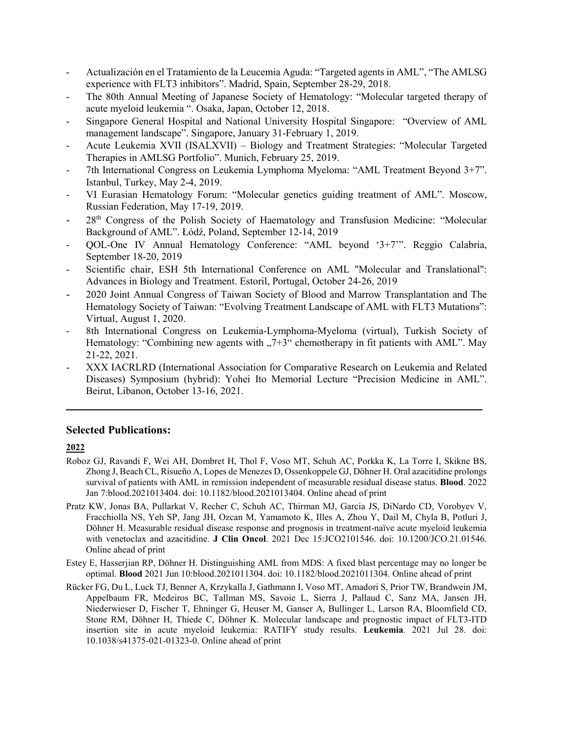- Actualización en el Tratamiento de la Leucemia Aguda: "Targeted agents in AML", "The AMLSG experience with FLT3 inhibitors". Madrid, Spain, September 28-29, 2018.
- The 80th Annual Meeting of Japanese Society of Hematology: "Molecular targeted therapy of acute myeloid leukemia ". Osaka, Japan, October 12, 2018.
- Singapore General Hospital and National University Hospital Singapore: "Overview of AML management landscape". Singapore, January 31-February 1, 2019.
- Acute Leukemia XVII (ISALXVII) – Biology and Treatment Strategies: "Molecular Targeted Therapies in AMLSG Portfolio". Munich, February 25, 2019.
- 7th International Congress on Leukemia Lymphoma Myeloma: "AML Treatment Beyond 3+7". Istanbul, Turkey, May 2-4, 2019.
- VI Eurasian Hematology Forum: "Molecular genetics guiding treatment of AML". Moscow, Russian Federation, May 17-19, 2019.
- 28th Congress of the Polish Society of Haematology and Transfusion Medicine: "Molecular Background of AML". Łódź, Poland, September 12-14, 2019
- QOL-One IV Annual Hematology Conference: "AML beyond '3+7'". Reggio Calabria, September 18-20, 2019
- Scientific chair, ESH 5th International Conference on AML "Molecular and Translational": Advances in Biology and Treatment. Estoril, Portugal, October 24-26, 2019
- 2020 Joint Annual Congress of Taiwan Society of Blood and Marrow Transplantation and The Hematology Society of Taiwan: "Evolving Treatment Landscape of AML with FLT3 Mutations": Virtual, August 1, 2020.
- 8th International Congress on Leukemia-Lymphoma-Myeloma (virtual), Turkish Society of Hematology: "Combining new agents with „7+3" chemotherapy in fit patients with AML". May 21-22, 2021.
- XXX IACRLRD (International Association for Comparative Research on Leukemia and Related Diseases) Symposium (hybrid): Yohei Ito Memorial Lecture "Precision Medicine in AML". Beirut, Libanon, October 13-16, 2021.

---

## Selected Publications:

**2022**

Roboz GJ, Ravandi F, Wei AH, Dombret H, Thol F, Voso MT, Schuh AC, Porkka K, La Torre I, Skikne BS, Zhong J, Beach CL, Risueño A, Lopes de Menezes D, Ossenkoppele GJ, Döhner H. Oral azacitidine prolongs survival of patients with AML in remission independent of measurable residual disease status. **Blood**. 2022 Jan 7:blood.2021013404. doi: 10.1182/blood.2021013404. Online ahead of print

Pratz KW, Jonas BA, Pullarkat V, Recher C, Schuh AC, Thirman MJ, Garcia JS, DiNardo CD, Vorobyev V, Fracchiolla NS, Yeh SP, Jang JH, Ozcan M, Yamamoto K, Illes A, Zhou Y, Dail M, Chyla B, Potluri J, Döhner H. Measurable residual disease response and prognosis in treatment-naïve acute myeloid leukemia with venetoclax and azacitidine. **J Clin Oncol**. 2021 Dec 15:JCO2101546. doi: 10.1200/JCO.21.01546. Online ahead of print

Estey E, Hasserjian RP, Döhner H. Distinguishing AML from MDS: A fixed blast percentage may no longer be optimal. **Blood** 2021 Jun 10:blood.2021011304. doi: 10.1182/blood.2021011304. Online ahead of print

Rücker FG, Du L, Luck TJ, Benner A, Krzykalla J, Gathmann I, Voso MT, Amadori S, Prior TW, Brandwein JM, Appelbaum FR, Medeiros BC, Tallman MS, Savoie L, Sierra J, Pallaud C, Sanz MA, Jansen JH, Niederwieser D, Fischer T, Ehninger G, Heuser M, Ganser A, Bullinger L, Larson RA, Bloomfield CD, Stone RM, Döhner H, Thiede C, Döhner K. Molecular landscape and prognostic impact of FLT3-ITD insertion site in acute myeloid leukemia: RATIFY study results. **Leukemia**. 2021 Jul 28. doi: 10.1038/s41375-021-01323-0. Online ahead of print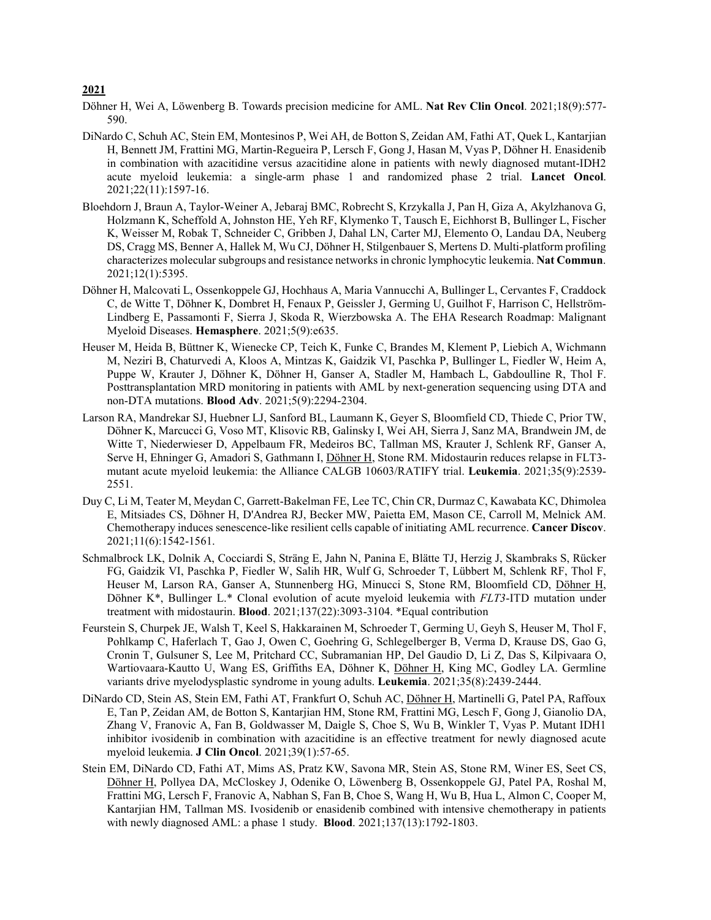**2021**

Döhner H, Wei A, Löwenberg B. Towards precision medicine for AML. **Nat Rev Clin Oncol**. 2021;18(9):577-590.

DiNardo C, Schuh AC, Stein EM, Montesinos P, Wei AH, de Botton S, Zeidan AM, Fathi AT, Quek L, Kantarjian H, Bennett JM, Frattini MG, Martin-Regueira P, Lersch F, Gong J, Hasan M, Vyas P, Döhner H. Enasidenib in combination with azacitidine versus azacitidine alone in patients with newly diagnosed mutant-IDH2 acute myeloid leukemia: a single-arm phase 1 and randomized phase 2 trial. **Lancet Oncol**. 2021;22(11):1597-16.

Bloehdorn J, Braun A, Taylor-Weiner A, Jebaraj BMC, Robrecht S, Krzykalla J, Pan H, Giza A, Akylzhanova G, Holzmann K, Scheffold A, Johnston HE, Yeh RF, Klymenko T, Tausch E, Eichhorst B, Bullinger L, Fischer K, Weisser M, Robak T, Schneider C, Gribben J, Dahal LN, Carter MJ, Elemento O, Landau DA, Neuberg DS, Cragg MS, Benner A, Hallek M, Wu CJ, Döhner H, Stilgenbauer S, Mertens D. Multi-platform profiling characterizes molecular subgroups and resistance networks in chronic lymphocytic leukemia. **Nat Commun**. 2021;12(1):5395.

Döhner H, Malcovati L, Ossenkoppele GJ, Hochhaus A, Maria Vannucchi A, Bullinger L, Cervantes F, Craddock C, de Witte T, Döhner K, Dombret H, Fenaux P, Geissler J, Germing U, Guilhot F, Harrison C, Hellström-Lindberg E, Passamonti F, Sierra J, Skoda R, Wierzbowska A. The EHA Research Roadmap: Malignant Myeloid Diseases. **Hemasphere**. 2021;5(9):e635.

Heuser M, Heida B, Büttner K, Wienecke CP, Teich K, Funke C, Brandes M, Klement P, Liebich A, Wichmann M, Neziri B, Chaturvedi A, Kloos A, Mintzas K, Gaidzik VI, Paschka P, Bullinger L, Fiedler W, Heim A, Puppe W, Krauter J, Döhner K, Döhner H, Ganser A, Stadler M, Hambach L, Gabdoulline R, Thol F. Posttransplantation MRD monitoring in patients with AML by next-generation sequencing using DTA and non-DTA mutations. **Blood Adv**. 2021;5(9):2294-2304.

Larson RA, Mandrekar SJ, Huebner LJ, Sanford BL, Laumann K, Geyer S, Bloomfield CD, Thiede C, Prior TW, Döhner K, Marcucci G, Voso MT, Klisovic RB, Galinsky I, Wei AH, Sierra J, Sanz MA, Brandwein JM, de Witte T, Niederwieser D, Appelbaum FR, Medeiros BC, Tallman MS, Krauter J, Schlenk RF, Ganser A, Serve H, Ehninger G, Amadori S, Gathmann I, Döhner H, Stone RM. Midostaurin reduces relapse in FLT3-mutant acute myeloid leukemia: the Alliance CALGB 10603/RATIFY trial. **Leukemia**. 2021;35(9):2539-2551.

Duy C, Li M, Teater M, Meydan C, Garrett-Bakelman FE, Lee TC, Chin CR, Durmaz C, Kawabata KC, Dhimolea E, Mitsiades CS, Döhner H, D'Andrea RJ, Becker MW, Paietta EM, Mason CE, Carroll M, Melnick AM. Chemotherapy induces senescence-like resilient cells capable of initiating AML recurrence. **Cancer Discov**. 2021;11(6):1542-1561.

Schmalbrock LK, Dolnik A, Cocciardi S, Sträng E, Jahn N, Panina E, Blätte TJ, Herzig J, Skambraks S, Rücker FG, Gaidzik VI, Paschka P, Fiedler W, Salih HR, Wulf G, Schroeder T, Lübbert M, Schlenk RF, Thol F, Heuser M, Larson RA, Ganser A, Stunnenberg HG, Minucci S, Stone RM, Bloomfield CD, Döhner H, Döhner K*, Bullinger L.* Clonal evolution of acute myeloid leukemia with *FLT3*-ITD mutation under treatment with midostaurin. **Blood**. 2021;137(22):3093-3104. *Equal contribution

Feurstein S, Churpek JE, Walsh T, Keel S, Hakkarainen M, Schroeder T, Germing U, Geyh S, Heuser M, Thol F, Pohlkamp C, Haferlach T, Gao J, Owen C, Goehring G, Schlegelberger B, Verma D, Krause DS, Gao G, Cronin T, Gulsuner S, Lee M, Pritchard CC, Subramanian HP, Del Gaudio D, Li Z, Das S, Kilpivaara O, Wartiovaara-Kautto U, Wang ES, Griffiths EA, Döhner K, Döhner H, King MC, Godley LA. Germline variants drive myelodysplastic syndrome in young adults. **Leukemia**. 2021;35(8):2439-2444.

DiNardo CD, Stein AS, Stein EM, Fathi AT, Frankfurt O, Schuh AC, Döhner H, Martinelli G, Patel PA, Raffoux E, Tan P, Zeidan AM, de Botton S, Kantarjian HM, Stone RM, Frattini MG, Lesch F, Gong J, Gianolio DA, Zhang V, Franovic A, Fan B, Goldwasser M, Daigle S, Choe S, Wu B, Winkler T, Vyas P. Mutant IDH1 inhibitor ivosidenib in combination with azacitidine is an effective treatment for newly diagnosed acute myeloid leukemia. **J Clin Oncol**. 2021;39(1):57-65.

Stein EM, DiNardo CD, Fathi AT, Mims AS, Pratz KW, Savona MR, Stein AS, Stone RM, Winer ES, Seet CS, Döhner H, Pollyea DA, McCloskey J, Odenike O, Löwenberg B, Ossenkoppele GJ, Patel PA, Roshal M, Frattini MG, Lersch F, Franovic A, Nabhan S, Fan B, Choe S, Wang H, Wu B, Hua L, Almon C, Cooper M, Kantarjian HM, Tallman MS. Ivosidenib or enasidenib combined with intensive chemotherapy in patients with newly diagnosed AML: a phase 1 study. **Blood**. 2021;137(13):1792-1803.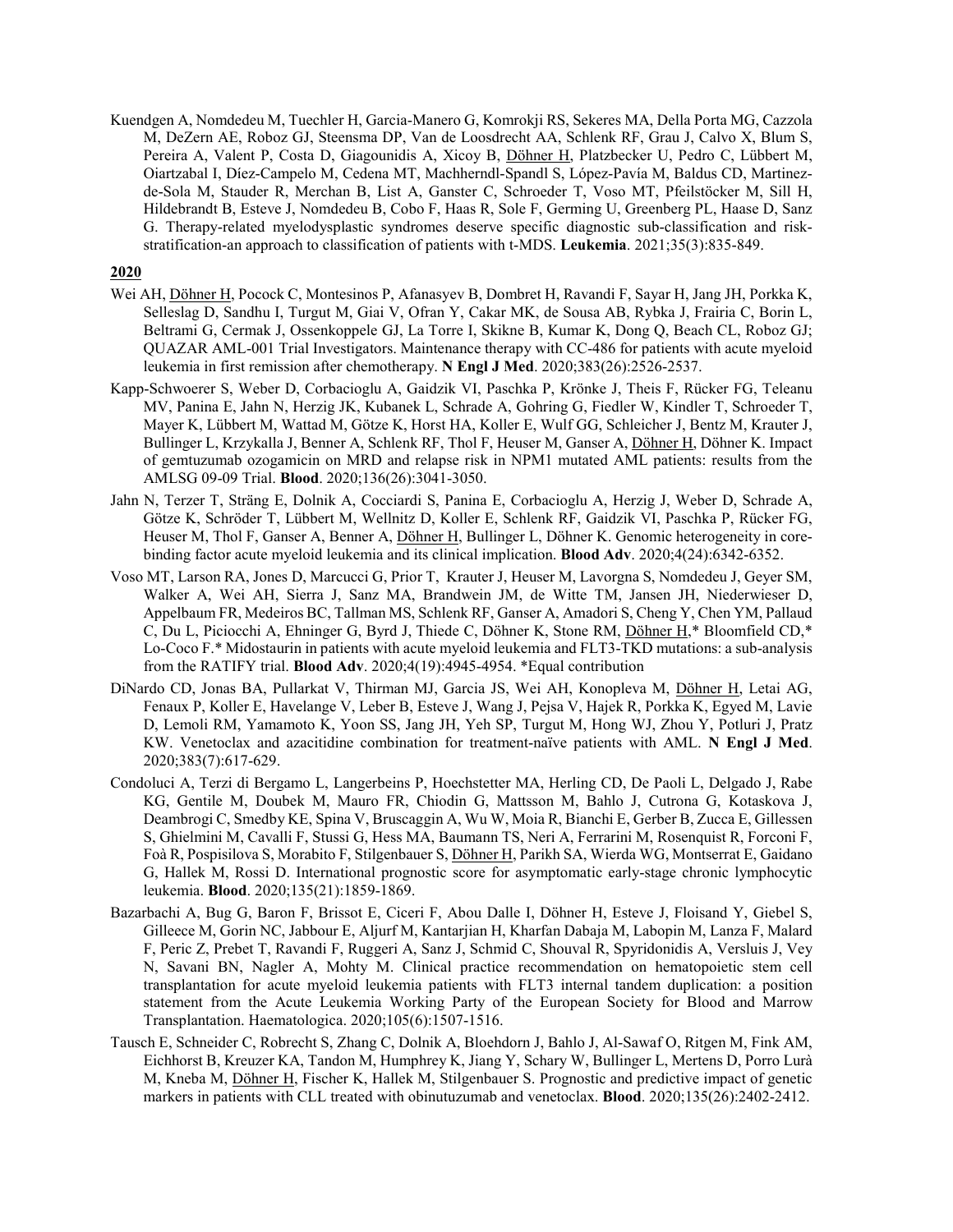Kuendgen A, Nomdedeu M, Tuechler H, Garcia-Manero G, Komrokji RS, Sekeres MA, Della Porta MG, Cazzola M, DeZern AE, Roboz GJ, Steensma DP, Van de Loosdrecht AA, Schlenk RF, Grau J, Calvo X, Blum S, Pereira A, Valent P, Costa D, Giagounidis A, Xicoy B, Döhner H, Platzbecker U, Pedro C, Lübbert M, Oiartzabal I, Díez-Campelo M, Cedena MT, Machherndl-Spandl S, López-Pavía M, Baldus CD, Martinez-de-Sola M, Stauder R, Merchan B, List A, Ganster C, Schroeder T, Voso MT, Pfeilstöcker M, Sill H, Hildebrandt B, Esteve J, Nomdedeu B, Cobo F, Haas R, Sole F, Germing U, Greenberg PL, Haase D, Sanz G. Therapy-related myelodysplastic syndromes deserve specific diagnostic sub-classification and risk-stratification-an approach to classification of patients with t-MDS. **Leukemia**. 2021;35(3):835-849.

**2020**

Wei AH, Döhner H, Pocock C, Montesinos P, Afanasyev B, Dombret H, Ravandi F, Sayar H, Jang JH, Porkka K, Selleslag D, Sandhu I, Turgut M, Giai V, Ofran Y, Cakar MK, de Sousa AB, Rybka J, Frairia C, Borin L, Beltrami G, Cermak J, Ossenkoppele GJ, La Torre I, Skikne B, Kumar K, Dong Q, Beach CL, Roboz GJ; QUAZAR AML-001 Trial Investigators. Maintenance therapy with CC-486 for patients with acute myeloid leukemia in first remission after chemotherapy. **N Engl J Med**. 2020;383(26):2526-2537.

Kapp-Schwoerer S, Weber D, Corbacioglu A, Gaidzik VI, Paschka P, Krönke J, Theis F, Rücker FG, Teleanu MV, Panina E, Jahn N, Herzig JK, Kubanek L, Schrade A, Gohring G, Fiedler W, Kindler T, Schroeder T, Mayer K, Lübbert M, Wattad M, Götze K, Horst HA, Koller E, Wulf GG, Schleicher J, Bentz M, Krauter J, Bullinger L, Krzykalla J, Benner A, Schlenk RF, Thol F, Heuser M, Ganser A, Döhner H, Döhner K. Impact of gemtuzumab ozogamicin on MRD and relapse risk in NPM1 mutated AML patients: results from the AMLSG 09-09 Trial. **Blood**. 2020;136(26):3041-3050.

Jahn N, Terzer T, Sträng E, Dolnik A, Cocciardi S, Panina E, Corbacioglu A, Herzig J, Weber D, Schrade A, Götze K, Schröder T, Lübbert M, Wellnitz D, Koller E, Schlenk RF, Gaidzik VI, Paschka P, Rücker FG, Heuser M, Thol F, Ganser A, Benner A, Döhner H, Bullinger L, Döhner K. Genomic heterogeneity in core-binding factor acute myeloid leukemia and its clinical implication. **Blood Adv**. 2020;4(24):6342-6352.

Voso MT, Larson RA, Jones D, Marcucci G, Prior T, Krauter J, Heuser M, Lavorgna S, Nomdedeu J, Geyer SM, Walker A, Wei AH, Sierra J, Sanz MA, Brandwein JM, de Witte TM, Jansen JH, Niederwieser D, Appelbaum FR, Medeiros BC, Tallman MS, Schlenk RF, Ganser A, Amadori S, Cheng Y, Chen YM, Pallaud C, Du L, Piciocchi A, Ehninger G, Byrd J, Thiede C, Döhner K, Stone RM, Döhner H,* Bloomfield CD,* Lo-Coco F.* Midostaurin in patients with acute myeloid leukemia and FLT3-TKD mutations: a sub-analysis from the RATIFY trial. **Blood Adv**. 2020;4(19):4945-4954. *Equal contribution

DiNardo CD, Jonas BA, Pullarkat V, Thirman MJ, Garcia JS, Wei AH, Konopleva M, Döhner H, Letai AG, Fenaux P, Koller E, Havelange V, Leber B, Esteve J, Wang J, Pejsa V, Hajek R, Porkka K, Egyed M, Lavie D, Lemoli RM, Yamamoto K, Yoon SS, Jang JH, Yeh SP, Turgut M, Hong WJ, Zhou Y, Potluri J, Pratz KW. Venetoclax and azacitidine combination for treatment-naïve patients with AML. **N Engl J Med**. 2020;383(7):617-629.

Condoluci A, Terzi di Bergamo L, Langerbeins P, Hoechstetter MA, Herling CD, De Paoli L, Delgado J, Rabe KG, Gentile M, Doubek M, Mauro FR, Chiodin G, Mattsson M, Bahlo J, Cutrona G, Kotaskova J, Deambrogi C, Smedby KE, Spina V, Bruscaggin A, Wu W, Moia R, Bianchi E, Gerber B, Zucca E, Gillessen S, Ghielmini M, Cavalli F, Stussi G, Hess MA, Baumann TS, Neri A, Ferrarini M, Rosenquist R, Forconi F, Foà R, Pospisilova S, Morabito F, Stilgenbauer S, Döhner H, Parikh SA, Wierda WG, Montserrat E, Gaidano G, Hallek M, Rossi D. International prognostic score for asymptomatic early-stage chronic lymphocytic leukemia. **Blood**. 2020;135(21):1859-1869.

Bazarbachi A, Bug G, Baron F, Brissot E, Ciceri F, Abou Dalle I, Döhner H, Esteve J, Floisand Y, Giebel S, Gilleece M, Gorin NC, Jabbour E, Aljurf M, Kantarjian H, Kharfan Dabaja M, Labopin M, Lanza F, Malard F, Peric Z, Prebet T, Ravandi F, Ruggeri A, Sanz J, Schmid C, Shouval R, Spyridonidis A, Versluis J, Vey N, Savani BN, Nagler A, Mohty M. Clinical practice recommendation on hematopoietic stem cell transplantation for acute myeloid leukemia patients with FLT3 internal tandem duplication: a position statement from the Acute Leukemia Working Party of the European Society for Blood and Marrow Transplantation. Haematologica. 2020;105(6):1507-1516.

Tausch E, Schneider C, Robrecht S, Zhang C, Dolnik A, Bloehdorn J, Bahlo J, Al-Sawaf O, Ritgen M, Fink AM, Eichhorst B, Kreuzer KA, Tandon M, Humphrey K, Jiang Y, Schary W, Bullinger L, Mertens D, Porro Lurà M, Kneba M, Döhner H, Fischer K, Hallek M, Stilgenbauer S. Prognostic and predictive impact of genetic markers in patients with CLL treated with obinutuzumab and venetoclax. **Blood**. 2020;135(26):2402-2412.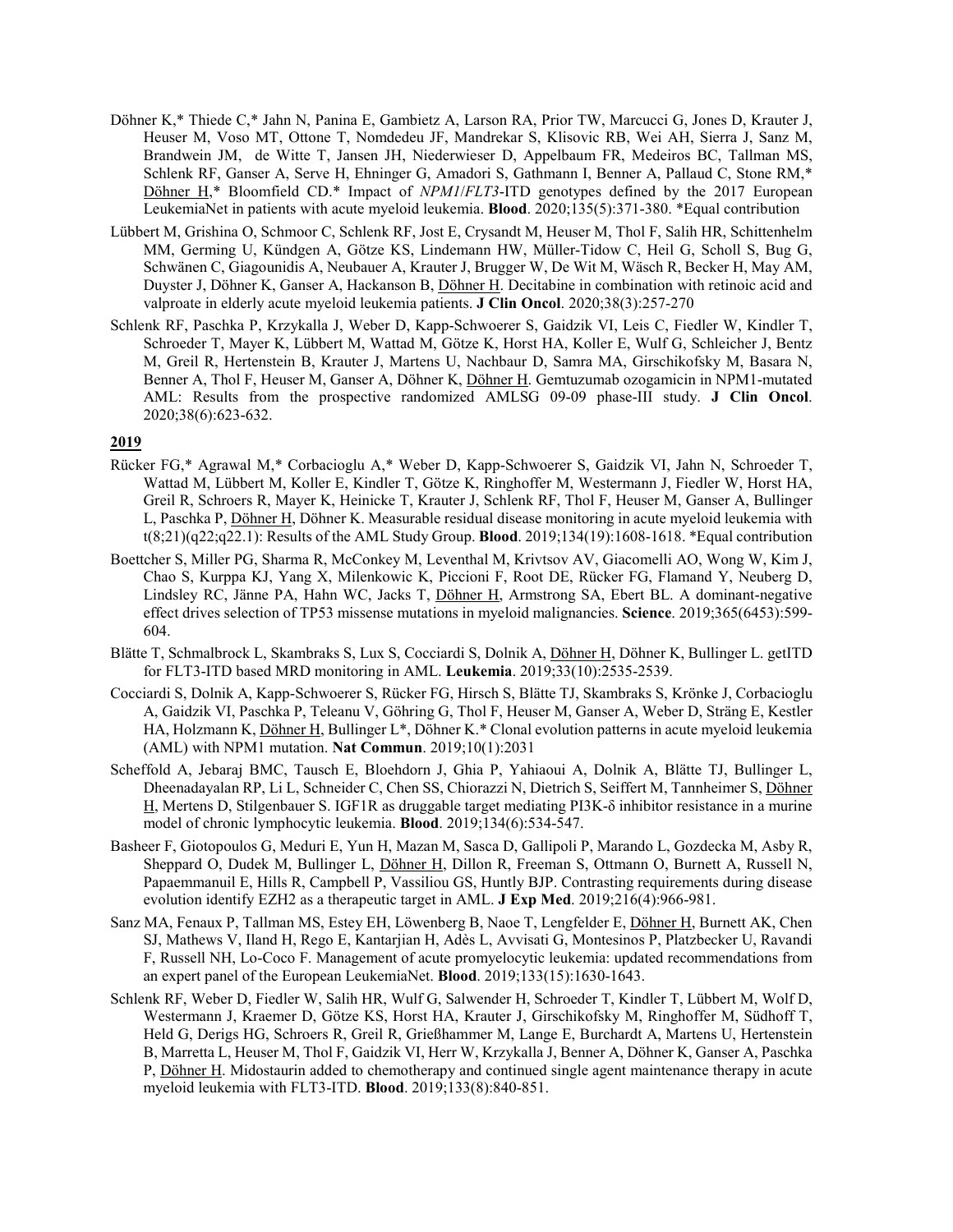Döhner K,* Thiede C,* Jahn N, Panina E, Gambietz A, Larson RA, Prior TW, Marcucci G, Jones D, Krauter J, Heuser M, Voso MT, Ottone T, Nomdedeu JF, Mandrekar S, Klisovic RB, Wei AH, Sierra J, Sanz M, Brandwein JM, de Witte T, Jansen JH, Niederwieser D, Appelbaum FR, Medeiros BC, Tallman MS, Schlenk RF, Ganser A, Serve H, Ehninger G, Amadori S, Gathmann I, Benner A, Pallaud C, Stone RM,* Döhner H,* Bloomfield CD.* Impact of *NPM1*/*FLT3*-ITD genotypes defined by the 2017 European LeukemiaNet in patients with acute myeloid leukemia. **Blood**. 2020;135(5):371-380. *Equal contribution

Lübbert M, Grishina O, Schmoor C, Schlenk RF, Jost E, Crysandt M, Heuser M, Thol F, Salih HR, Schittenhelm MM, Germing U, Kündgen A, Götze KS, Lindemann HW, Müller-Tidow C, Heil G, Scholl S, Bug G, Schwänen C, Giagounidis A, Neubauer A, Krauter J, Brugger W, De Wit M, Wäsch R, Becker H, May AM, Duyster J, Döhner K, Ganser A, Hackanson B, Döhner H. Decitabine in combination with retinoic acid and valproate in elderly acute myeloid leukemia patients. **J Clin Oncol**. 2020;38(3):257-270

Schlenk RF, Paschka P, Krzykalla J, Weber D, Kapp-Schwoerer S, Gaidzik VI, Leis C, Fiedler W, Kindler T, Schroeder T, Mayer K, Lübbert M, Wattad M, Götze K, Horst HA, Koller E, Wulf G, Schleicher J, Bentz M, Greil R, Hertenstein B, Krauter J, Martens U, Nachbaur D, Samra MA, Girschikofsky M, Basara N, Benner A, Thol F, Heuser M, Ganser A, Döhner K, Döhner H. Gemtuzumab ozogamicin in NPM1-mutated AML: Results from the prospective randomized AMLSG 09-09 phase-III study. **J Clin Oncol**. 2020;38(6):623-632.

## 2019

Rücker FG,* Agrawal M,* Corbacioglu A,* Weber D, Kapp-Schwoerer S, Gaidzik VI, Jahn N, Schroeder T, Wattad M, Lübbert M, Koller E, Kindler T, Götze K, Ringhoffer M, Westermann J, Fiedler W, Horst HA, Greil R, Schroers R, Mayer K, Heinicke T, Krauter J, Schlenk RF, Thol F, Heuser M, Ganser A, Bullinger L, Paschka P, Döhner H, Döhner K. Measurable residual disease monitoring in acute myeloid leukemia with t(8;21)(q22;q22.1): Results of the AML Study Group. **Blood**. 2019;134(19):1608-1618. *Equal contribution

Boettcher S, Miller PG, Sharma R, McConkey M, Leventhal M, Krivtsov AV, Giacomelli AO, Wong W, Kim J, Chao S, Kurppa KJ, Yang X, Milenkowic K, Piccioni F, Root DE, Rücker FG, Flamand Y, Neuberg D, Lindsley RC, Jänne PA, Hahn WC, Jacks T, Döhner H, Armstrong SA, Ebert BL. A dominant-negative effect drives selection of TP53 missense mutations in myeloid malignancies. **Science**. 2019;365(6453):599-604.

Blätte T, Schmalbrock L, Skambraks S, Lux S, Cocciardi S, Dolnik A, Döhner H, Döhner K, Bullinger L. getITD for FLT3-ITD based MRD monitoring in AML. **Leukemia**. 2019;33(10):2535-2539.

Cocciardi S, Dolnik A, Kapp-Schwoerer S, Rücker FG, Hirsch S, Blätte TJ, Skambraks S, Krönke J, Corbacioglu A, Gaidzik VI, Paschka P, Teleanu V, Göhring G, Thol F, Heuser M, Ganser A, Weber D, Sträng E, Kestler HA, Holzmann K, Döhner H, Bullinger L*, Döhner K.* Clonal evolution patterns in acute myeloid leukemia (AML) with NPM1 mutation. **Nat Commun**. 2019;10(1):2031

Scheffold A, Jebaraj BMC, Tausch E, Bloehdorn J, Ghia P, Yahiaoui A, Dolnik A, Blätte TJ, Bullinger L, Dheenadayalan RP, Li L, Schneider C, Chen SS, Chiorazzi N, Dietrich S, Seiffert M, Tannheimer S, Döhner H, Mertens D, Stilgenbauer S. IGF1R as druggable target mediating PI3K-δ inhibitor resistance in a murine model of chronic lymphocytic leukemia. **Blood**. 2019;134(6):534-547.

Basheer F, Giotopoulos G, Meduri E, Yun H, Mazan M, Sasca D, Gallipoli P, Marando L, Gozdecka M, Asby R, Sheppard O, Dudek M, Bullinger L, Döhner H, Dillon R, Freeman S, Ottmann O, Burnett A, Russell N, Papaemmanuil E, Hills R, Campbell P, Vassiliou GS, Huntly BJP. Contrasting requirements during disease evolution identify EZH2 as a therapeutic target in AML. **J Exp Med**. 2019;216(4):966-981.

Sanz MA, Fenaux P, Tallman MS, Estey EH, Löwenberg B, Naoe T, Lengfelder E, Döhner H, Burnett AK, Chen SJ, Mathews V, Iland H, Rego E, Kantarjian H, Adès L, Avvisati G, Montesinos P, Platzbecker U, Ravandi F, Russell NH, Lo-Coco F. Management of acute promyelocytic leukemia: updated recommendations from an expert panel of the European LeukemiaNet. **Blood**. 2019;133(15):1630-1643.

Schlenk RF, Weber D, Fiedler W, Salih HR, Wulf G, Salwender H, Schroeder T, Kindler T, Lübbert M, Wolf D, Westermann J, Kraemer D, Götze KS, Horst HA, Krauter J, Girschikofsky M, Ringhoffer M, Südhoff T, Held G, Derigs HG, Schroers R, Greil R, Grießhammer M, Lange E, Burchardt A, Martens U, Hertenstein B, Marretta L, Heuser M, Thol F, Gaidzik VI, Herr W, Krzykalla J, Benner A, Döhner K, Ganser A, Paschka P, Döhner H. Midostaurin added to chemotherapy and continued single agent maintenance therapy in acute myeloid leukemia with FLT3-ITD. **Blood**. 2019;133(8):840-851.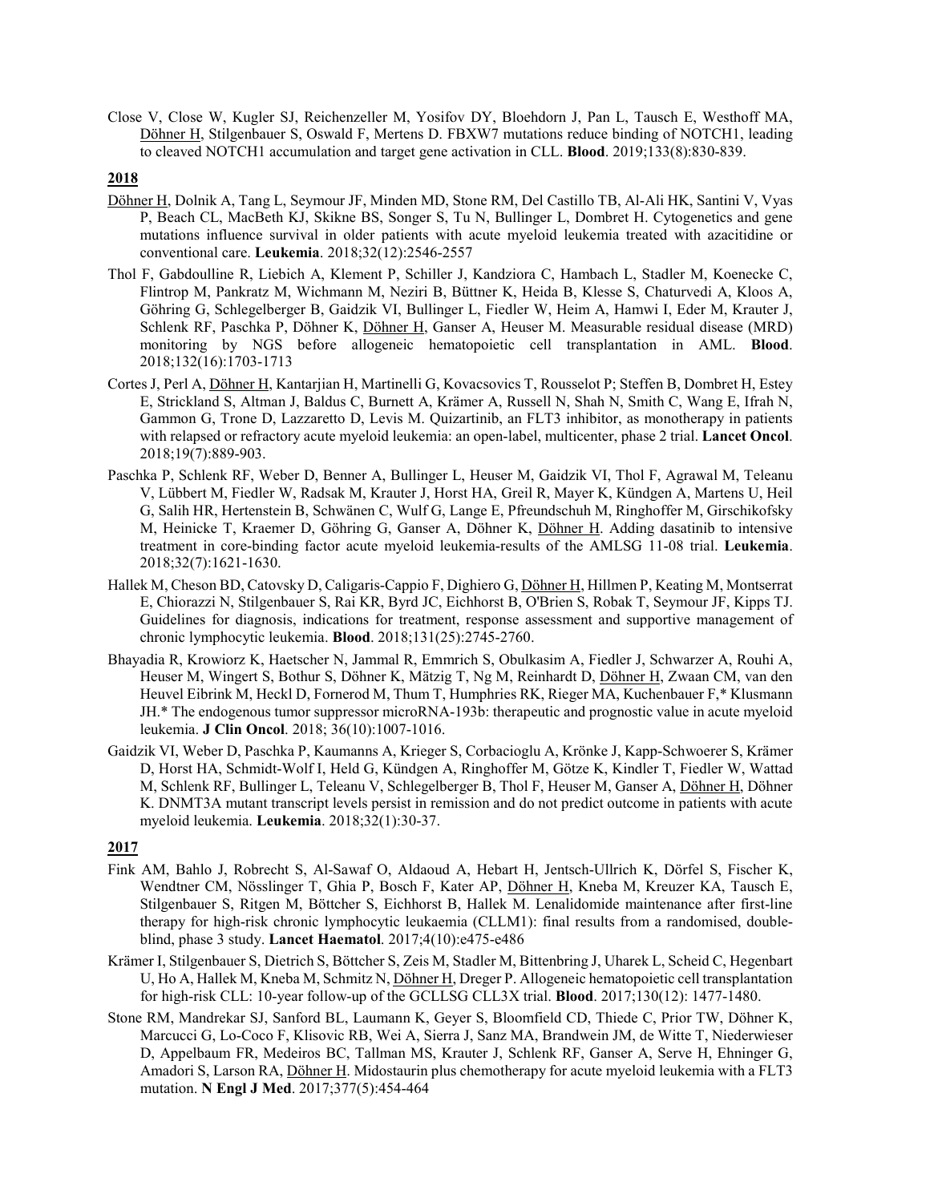Close V, Close W, Kugler SJ, Reichenzeller M, Yosifov DY, Bloehdorn J, Pan L, Tausch E, Westhoff MA, Döhner H, Stilgenbauer S, Oswald F, Mertens D. FBXW7 mutations reduce binding of NOTCH1, leading to cleaved NOTCH1 accumulation and target gene activation in CLL. **Blood**. 2019;133(8):830-839.

**2018**

Döhner H, Dolnik A, Tang L, Seymour JF, Minden MD, Stone RM, Del Castillo TB, Al-Ali HK, Santini V, Vyas P, Beach CL, MacBeth KJ, Skikne BS, Songer S, Tu N, Bullinger L, Dombret H. Cytogenetics and gene mutations influence survival in older patients with acute myeloid leukemia treated with azacitidine or conventional care. **Leukemia**. 2018;32(12):2546-2557

Thol F, Gabdoulline R, Liebich A, Klement P, Schiller J, Kandziora C, Hambach L, Stadler M, Koenecke C, Flintrop M, Pankratz M, Wichmann M, Neziri B, Büttner K, Heida B, Klesse S, Chaturvedi A, Kloos A, Göhring G, Schlegelberger B, Gaidzik VI, Bullinger L, Fiedler W, Heim A, Hamwi I, Eder M, Krauter J, Schlenk RF, Paschka P, Döhner K, Döhner H, Ganser A, Heuser M. Measurable residual disease (MRD) monitoring by NGS before allogeneic hematopoietic cell transplantation in AML. **Blood**. 2018;132(16):1703-1713

Cortes J, Perl A, Döhner H, Kantarjian H, Martinelli G, Kovacsovics T, Rousselot P; Steffen B, Dombret H, Estey E, Strickland S, Altman J, Baldus C, Burnett A, Krämer A, Russell N, Shah N, Smith C, Wang E, Ifrah N, Gammon G, Trone D, Lazzaretto D, Levis M. Quizartinib, an FLT3 inhibitor, as monotherapy in patients with relapsed or refractory acute myeloid leukemia: an open-label, multicenter, phase 2 trial. **Lancet Oncol**. 2018;19(7):889-903.

Paschka P, Schlenk RF, Weber D, Benner A, Bullinger L, Heuser M, Gaidzik VI, Thol F, Agrawal M, Teleanu V, Lübbert M, Fiedler W, Radsak M, Krauter J, Horst HA, Greil R, Mayer K, Kündgen A, Martens U, Heil G, Salih HR, Hertenstein B, Schwänen C, Wulf G, Lange E, Pfreundschuh M, Ringhoffer M, Girschikofsky M, Heinicke T, Kraemer D, Göhring G, Ganser A, Döhner K, Döhner H. Adding dasatinib to intensive treatment in core-binding factor acute myeloid leukemia-results of the AMLSG 11-08 trial. **Leukemia**. 2018;32(7):1621-1630.

Hallek M, Cheson BD, Catovsky D, Caligaris-Cappio F, Dighiero G, Döhner H, Hillmen P, Keating M, Montserrat E, Chiorazzi N, Stilgenbauer S, Rai KR, Byrd JC, Eichhorst B, O'Brien S, Robak T, Seymour JF, Kipps TJ. Guidelines for diagnosis, indications for treatment, response assessment and supportive management of chronic lymphocytic leukemia. **Blood**. 2018;131(25):2745-2760.

Bhayadia R, Krowiorz K, Haetscher N, Jammal R, Emmrich S, Obulkasim A, Fiedler J, Schwarzer A, Rouhi A, Heuser M, Wingert S, Bothur S, Döhner K, Mätzig T, Ng M, Reinhardt D, Döhner H, Zwaan CM, van den Heuvel Eibrink M, Heckl D, Fornerod M, Thum T, Humphries RK, Rieger MA, Kuchenbauer F,* Klusmann JH.* The endogenous tumor suppressor microRNA-193b: therapeutic and prognostic value in acute myeloid leukemia. **J Clin Oncol**. 2018; 36(10):1007-1016.

Gaidzik VI, Weber D, Paschka P, Kaumanns A, Krieger S, Corbacioglu A, Krönke J, Kapp-Schwoerer S, Krämer D, Horst HA, Schmidt-Wolf I, Held G, Kündgen A, Ringhoffer M, Götze K, Kindler T, Fiedler W, Wattad M, Schlenk RF, Bullinger L, Teleanu V, Schlegelberger B, Thol F, Heuser M, Ganser A, Döhner H, Döhner K. DNMT3A mutant transcript levels persist in remission and do not predict outcome in patients with acute myeloid leukemia. **Leukemia**. 2018;32(1):30-37.

**2017**

Fink AM, Bahlo J, Robrecht S, Al-Sawaf O, Aldaoud A, Hebart H, Jentsch-Ullrich K, Dörfel S, Fischer K, Wendtner CM, Nösslinger T, Ghia P, Bosch F, Kater AP, Döhner H, Kneba M, Kreuzer KA, Tausch E, Stilgenbauer S, Ritgen M, Böttcher S, Eichhorst B, Hallek M. Lenalidomide maintenance after first-line therapy for high-risk chronic lymphocytic leukaemia (CLLM1): final results from a randomised, double-blind, phase 3 study. **Lancet Haematol**. 2017;4(10):e475-e486

Krämer I, Stilgenbauer S, Dietrich S, Böttcher S, Zeis M, Stadler M, Bittenbring J, Uharek L, Scheid C, Hegenbart U, Ho A, Hallek M, Kneba M, Schmitz N, Döhner H, Dreger P. Allogeneic hematopoietic cell transplantation for high-risk CLL: 10-year follow-up of the GCLLSG CLL3X trial. **Blood**. 2017;130(12): 1477-1480.

Stone RM, Mandrekar SJ, Sanford BL, Laumann K, Geyer S, Bloomfield CD, Thiede C, Prior TW, Döhner K, Marcucci G, Lo-Coco F, Klisovic RB, Wei A, Sierra J, Sanz MA, Brandwein JM, de Witte T, Niederwieser D, Appelbaum FR, Medeiros BC, Tallman MS, Krauter J, Schlenk RF, Ganser A, Serve H, Ehninger G, Amadori S, Larson RA, Döhner H. Midostaurin plus chemotherapy for acute myeloid leukemia with a FLT3 mutation. **N Engl J Med**. 2017;377(5):454-464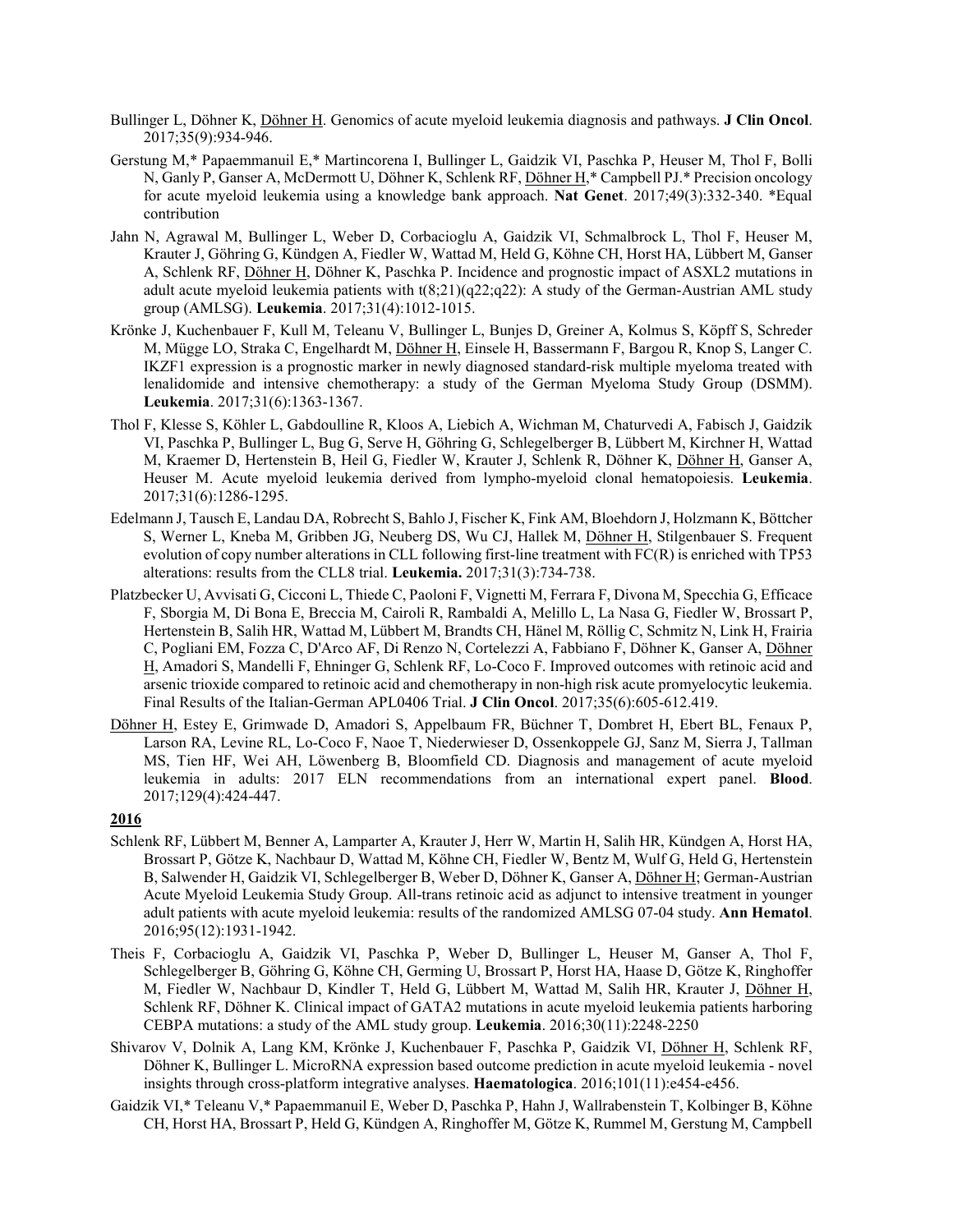Bullinger L, Döhner K, Döhner H. Genomics of acute myeloid leukemia diagnosis and pathways. **J Clin Oncol**. 2017;35(9):934-946.

Gerstung M,* Papaemmanuil E,* Martincorena I, Bullinger L, Gaidzik VI, Paschka P, Heuser M, Thol F, Bolli N, Ganly P, Ganser A, McDermott U, Döhner K, Schlenk RF, Döhner H,* Campbell PJ.* Precision oncology for acute myeloid leukemia using a knowledge bank approach. **Nat Genet**. 2017;49(3):332-340. *Equal contribution

Jahn N, Agrawal M, Bullinger L, Weber D, Corbacioglu A, Gaidzik VI, Schmalbrock L, Thol F, Heuser M, Krauter J, Göhring G, Kündgen A, Fiedler W, Wattad M, Held G, Köhne CH, Horst HA, Lübbert M, Ganser A, Schlenk RF, Döhner H, Döhner K, Paschka P. Incidence and prognostic impact of ASXL2 mutations in adult acute myeloid leukemia patients with t(8;21)(q22;q22): A study of the German-Austrian AML study group (AMLSG). **Leukemia**. 2017;31(4):1012-1015.

Krönke J, Kuchenbauer F, Kull M, Teleanu V, Bullinger L, Bunjes D, Greiner A, Kolmus S, Köpff S, Schreder M, Mügge LO, Straka C, Engelhardt M, Döhner H, Einsele H, Bassermann F, Bargou R, Knop S, Langer C. IKZF1 expression is a prognostic marker in newly diagnosed standard-risk multiple myeloma treated with lenalidomide and intensive chemotherapy: a study of the German Myeloma Study Group (DSMM). **Leukemia**. 2017;31(6):1363-1367.

Thol F, Klesse S, Köhler L, Gabdoulline R, Kloos A, Liebich A, Wichman M, Chaturvedi A, Fabisch J, Gaidzik VI, Paschka P, Bullinger L, Bug G, Serve H, Göhring G, Schlegelberger B, Lübbert M, Kirchner H, Wattad M, Kraemer D, Hertenstein B, Heil G, Fiedler W, Krauter J, Schlenk R, Döhner K, Döhner H, Ganser A, Heuser M. Acute myeloid leukemia derived from lympho-myeloid clonal hematopoiesis. **Leukemia**. 2017;31(6):1286-1295.

Edelmann J, Tausch E, Landau DA, Robrecht S, Bahlo J, Fischer K, Fink AM, Bloehdorn J, Holzmann K, Böttcher S, Werner L, Kneba M, Gribben JG, Neuberg DS, Wu CJ, Hallek M, Döhner H, Stilgenbauer S. Frequent evolution of copy number alterations in CLL following first-line treatment with FC(R) is enriched with TP53 alterations: results from the CLL8 trial. **Leukemia.** 2017;31(3):734-738.

Platzbecker U, Avvisati G, Cicconi L, Thiede C, Paoloni F, Vignetti M, Ferrara F, Divona M, Specchia G, Efficace F, Sborgia M, Di Bona E, Breccia M, Cairoli R, Rambaldi A, Melillo L, La Nasa G, Fiedler W, Brossart P, Hertenstein B, Salih HR, Wattad M, Lübbert M, Brandts CH, Hänel M, Röllig C, Schmitz N, Link H, Frairia C, Pogliani EM, Fozza C, D'Arco AF, Di Renzo N, Cortelezzi A, Fabbiano F, Döhner K, Ganser A, Döhner H, Amadori S, Mandelli F, Ehninger G, Schlenk RF, Lo-Coco F. Improved outcomes with retinoic acid and arsenic trioxide compared to retinoic acid and chemotherapy in non-high risk acute promyelocytic leukemia. Final Results of the Italian-German APL0406 Trial. **J Clin Oncol**. 2017;35(6):605-612.419.

Döhner H, Estey E, Grimwade D, Amadori S, Appelbaum FR, Büchner T, Dombret H, Ebert BL, Fenaux P, Larson RA, Levine RL, Lo-Coco F, Naoe T, Niederwieser D, Ossenkoppele GJ, Sanz M, Sierra J, Tallman MS, Tien HF, Wei AH, Löwenberg B, Bloomfield CD. Diagnosis and management of acute myeloid leukemia in adults: 2017 ELN recommendations from an international expert panel. **Blood**. 2017;129(4):424-447.

## 2016

Schlenk RF, Lübbert M, Benner A, Lamparter A, Krauter J, Herr W, Martin H, Salih HR, Kündgen A, Horst HA, Brossart P, Götze K, Nachbaur D, Wattad M, Köhne CH, Fiedler W, Bentz M, Wulf G, Held G, Hertenstein B, Salwender H, Gaidzik VI, Schlegelberger B, Weber D, Döhner K, Ganser A, Döhner H; German-Austrian Acute Myeloid Leukemia Study Group. All-trans retinoic acid as adjunct to intensive treatment in younger adult patients with acute myeloid leukemia: results of the randomized AMLSG 07-04 study. **Ann Hematol**. 2016;95(12):1931-1942.

Theis F, Corbacioglu A, Gaidzik VI, Paschka P, Weber D, Bullinger L, Heuser M, Ganser A, Thol F, Schlegelberger B, Göhring G, Köhne CH, Germing U, Brossart P, Horst HA, Haase D, Götze K, Ringhoffer M, Fiedler W, Nachbaur D, Kindler T, Held G, Lübbert M, Wattad M, Salih HR, Krauter J, Döhner H, Schlenk RF, Döhner K. Clinical impact of GATA2 mutations in acute myeloid leukemia patients harboring CEBPA mutations: a study of the AML study group. **Leukemia**. 2016;30(11):2248-2250

Shivarov V, Dolnik A, Lang KM, Krönke J, Kuchenbauer F, Paschka P, Gaidzik VI, Döhner H, Schlenk RF, Döhner K, Bullinger L. MicroRNA expression based outcome prediction in acute myeloid leukemia - novel insights through cross-platform integrative analyses. **Haematologica**. 2016;101(11):e454-e456.

Gaidzik VI,* Teleanu V,* Papaemmanuil E, Weber D, Paschka P, Hahn J, Wallrabenstein T, Kolbinger B, Köhne CH, Horst HA, Brossart P, Held G, Kündgen A, Ringhoffer M, Götze K, Rummel M, Gerstung M, Campbell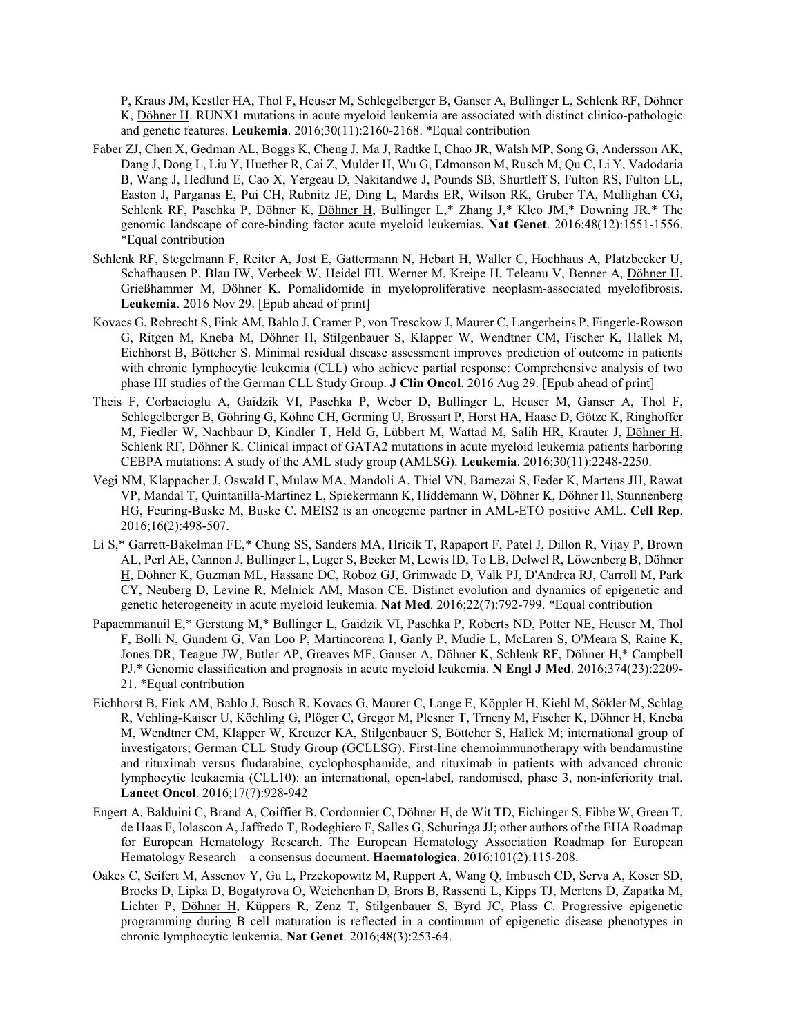P, Kraus JM, Kestler HA, Thol F, Heuser M, Schlegelberger B, Ganser A, Bullinger L, Schlenk RF, Döhner K, <u>Döhner H</u>. RUNX1 mutations in acute myeloid leukemia are associated with distinct clinico-pathologic and genetic features. **Leukemia**. 2016;30(11):2160-2168. *Equal contribution

Faber ZJ, Chen X, Gedman AL, Boggs K, Cheng J, Ma J, Radtke I, Chao JR, Walsh MP, Song G, Andersson AK, Dang J, Dong L, Liu Y, Huether R, Cai Z, Mulder H, Wu G, Edmonson M, Rusch M, Qu C, Li Y, Vadodaria B, Wang J, Hedlund E, Cao X, Yergeau D, Nakitandwe J, Pounds SB, Shurtleff S, Fulton RS, Fulton LL, Easton J, Parganas E, Pui CH, Rubnitz JE, Ding L, Mardis ER, Wilson RK, Gruber TA, Mullighan CG, Schlenk RF, Paschka P, Döhner K, <u>Döhner H</u>, Bullinger L,* Zhang J,* Klco JM,* Downing JR.* The genomic landscape of core-binding factor acute myeloid leukemias. **Nat Genet**. 2016;48(12):1551-1556. *Equal contribution

Schlenk RF, Stegelmann F, Reiter A, Jost E, Gattermann N, Hebart H, Waller C, Hochhaus A, Platzbecker U, Schafhausen P, Blau IW, Verbeek W, Heidel FH, Werner M, Kreipe H, Teleanu V, Benner A, <u>Döhner H</u>, Grießhammer M, Döhner K. Pomalidomide in myeloproliferative neoplasm-associated myelofibrosis. **Leukemia**. 2016 Nov 29. [Epub ahead of print]

Kovacs G, Robrecht S, Fink AM, Bahlo J, Cramer P, von Tresckow J, Maurer C, Langerbeins P, Fingerle-Rowson G, Ritgen M, Kneba M, <u>Döhner H</u>, Stilgenbauer S, Klapper W, Wendtner CM, Fischer K, Hallek M, Eichhorst B, Böttcher S. Minimal residual disease assessment improves prediction of outcome in patients with chronic lymphocytic leukemia (CLL) who achieve partial response: Comprehensive analysis of two phase III studies of the German CLL Study Group. **J Clin Oncol**. 2016 Aug 29. [Epub ahead of print]

Theis F, Corbacioglu A, Gaidzik VI, Paschka P, Weber D, Bullinger L, Heuser M, Ganser A, Thol F, Schlegelberger B, Göhring G, Köhne CH, Germing U, Brossart P, Horst HA, Haase D, Götze K, Ringhoffer M, Fiedler W, Nachbaur D, Kindler T, Held G, Lübbert M, Wattad M, Salih HR, Krauter J, <u>Döhner H</u>, Schlenk RF, Döhner K. Clinical impact of GATA2 mutations in acute myeloid leukemia patients harboring CEBPA mutations: A study of the AML study group (AMLSG). **Leukemia**. 2016;30(11):2248-2250.

Vegi NM, Klappacher J, Oswald F, Mulaw MA, Mandoli A, Thiel VN, Bamezai S, Feder K, Martens JH, Rawat VP, Mandal T, Quintanilla-Martinez L, Spiekermann K, Hiddemann W, Döhner K, <u>Döhner H</u>, Stunnenberg HG, Feuring-Buske M, Buske C. MEIS2 is an oncogenic partner in AML-ETO positive AML. **Cell Rep**. 2016;16(2):498-507.

Li S,* Garrett-Bakelman FE,* Chung SS, Sanders MA, Hricik T, Rapaport F, Patel J, Dillon R, Vijay P, Brown AL, Perl AE, Cannon J, Bullinger L, Luger S, Becker M, Lewis ID, To LB, Delwel R, Löwenberg B, <u>Döhner H</u>, Döhner K, Guzman ML, Hassane DC, Roboz GJ, Grimwade D, Valk PJ, D'Andrea RJ, Carroll M, Park CY, Neuberg D, Levine R, Melnick AM, Mason CE. Distinct evolution and dynamics of epigenetic and genetic heterogeneity in acute myeloid leukemia. **Nat Med**. 2016;22(7):792-799. *Equal contribution

Papaemmanuil E,* Gerstung M,* Bullinger L, Gaidzik VI, Paschka P, Roberts ND, Potter NE, Heuser M, Thol F, Bolli N, Gundem G, Van Loo P, Martincorena I, Ganly P, Mudie L, McLaren S, O'Meara S, Raine K, Jones DR, Teague JW, Butler AP, Greaves MF, Ganser A, Döhner K, Schlenk RF, <u>Döhner H</u>,* Campbell PJ.* Genomic classification and prognosis in acute myeloid leukemia. **N Engl J Med**. 2016;374(23):2209-21. *Equal contribution

Eichhorst B, Fink AM, Bahlo J, Busch R, Kovacs G, Maurer C, Lange E, Köppler H, Kiehl M, Sökler M, Schlag R, Vehling-Kaiser U, Köchling G, Plöger C, Gregor M, Plesner T, Trneny M, Fischer K, <u>Döhner H</u>, Kneba M, Wendtner CM, Klapper W, Kreuzer KA, Stilgenbauer S, Böttcher S, Hallek M; international group of investigators; German CLL Study Group (GCLLSG). First-line chemoimmunotherapy with bendamustine and rituximab versus fludarabine, cyclophosphamide, and rituximab in patients with advanced chronic lymphocytic leukaemia (CLL10): an international, open-label, randomised, phase 3, non-inferiority trial. **Lancet Oncol**. 2016;17(7):928-942

Engert A, Balduini C, Brand A, Coiffier B, Cordonnier C, <u>Döhner H</u>, de Wit TD, Eichinger S, Fibbe W, Green T, de Haas F, Iolascon A, Jaffredo T, Rodeghiero F, Salles G, Schuringa JJ; other authors of the EHA Roadmap for European Hematology Research. The European Hematology Association Roadmap for European Hematology Research – a consensus document. **Haematologica**. 2016;101(2):115-208.

Oakes C, Seifert M, Assenov Y, Gu L, Przekopowitz M, Ruppert A, Wang Q, Imbusch CD, Serva A, Koser SD, Brocks D, Lipka D, Bogatyrova O, Weichenhan D, Brors B, Rassenti L, Kipps TJ, Mertens D, Zapatka M, Lichter P, <u>Döhner H</u>, Küppers R, Zenz T, Stilgenbauer S, Byrd JC, Plass C. Progressive epigenetic programming during B cell maturation is reflected in a continuum of epigenetic disease phenotypes in chronic lymphocytic leukemia. **Nat Genet**. 2016;48(3):253-64.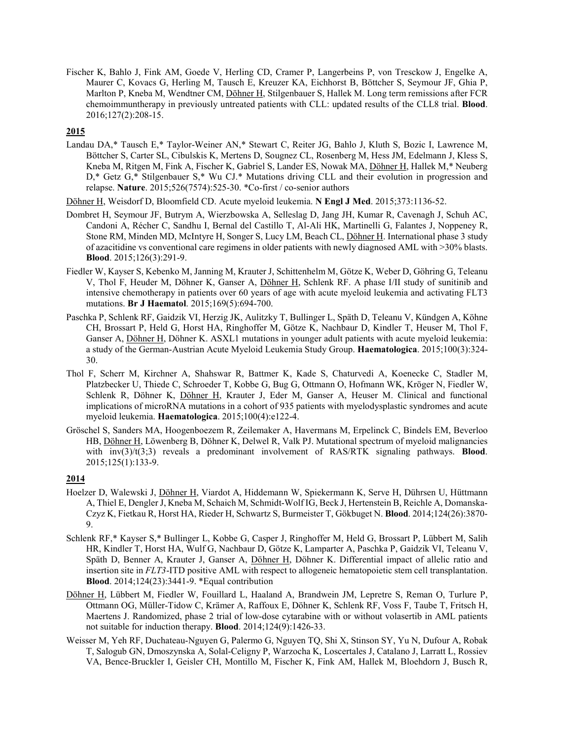Fischer K, Bahlo J, Fink AM, Goede V, Herling CD, Cramer P, Langerbeins P, von Tresckow J, Engelke A, Maurer C, Kovacs G, Herling M, Tausch E, Kreuzer KA, Eichhorst B, Böttcher S, Seymour JF, Ghia P, Marlton P, Kneba M, Wendtner CM, Döhner H, Stilgenbauer S, Hallek M. Long term remissions after FCR chemoimmuntherapy in previously untreated patients with CLL: updated results of the CLL8 trial. **Blood**. 2016;127(2):208-15.

**2015**

Landau DA,* Tausch E,* Taylor-Weiner AN,* Stewart C, Reiter JG, Bahlo J, Kluth S, Bozic I, Lawrence M, Böttcher S, Carter SL, Cibulskis K, Mertens D, Sougnez CL, Rosenberg M, Hess JM, Edelmann J, Kless S, Kneba M, Ritgen M, Fink A, Fischer K, Gabriel S, Lander ES, Nowak MA, Döhner H, Hallek M,* Neuberg D,* Getz G,* Stilgenbauer S,* Wu CJ.* Mutations driving CLL and their evolution in progression and relapse. **Nature**. 2015;526(7574):525-30. *Co-first / co-senior authors

Döhner H, Weisdorf D, Bloomfield CD. Acute myeloid leukemia. **N Engl J Med**. 2015;373:1136-52.

Dombret H, Seymour JF, Butrym A, Wierzbowska A, Selleslag D, Jang JH, Kumar R, Cavenagh J, Schuh AC, Candoni A, Récher C, Sandhu I, Bernal del Castillo T, Al-Ali HK, Martinelli G, Falantes J, Noppeney R, Stone RM, Minden MD, McIntyre H, Songer S, Lucy LM, Beach CL, Döhner H. International phase 3 study of azacitidine vs conventional care regimens in older patients with newly diagnosed AML with >30% blasts. **Blood**. 2015;126(3):291-9.

Fiedler W, Kayser S, Kebenko M, Janning M, Krauter J, Schittenhelm M, Götze K, Weber D, Göhring G, Teleanu V, Thol F, Heuder M, Döhner K, Ganser A, Döhner H, Schlenk RF. A phase I/II study of sunitinib and intensive chemotherapy in patients over 60 years of age with acute myeloid leukemia and activating FLT3 mutations. **Br J Haematol**. 2015;169(5):694-700.

Paschka P, Schlenk RF, Gaidzik VI, Herzig JK, Aulitzky T, Bullinger L, Späth D, Teleanu V, Kündgen A, Köhne CH, Brossart P, Held G, Horst HA, Ringhoffer M, Götze K, Nachbaur D, Kindler T, Heuser M, Thol F, Ganser A, Döhner H, Döhner K. ASXL1 mutations in younger adult patients with acute myeloid leukemia: a study of the German-Austrian Acute Myeloid Leukemia Study Group. **Haematologica**. 2015;100(3):324-30.

Thol F, Scherr M, Kirchner A, Shahswar R, Battmer K, Kade S, Chaturvedi A, Koenecke C, Stadler M, Platzbecker U, Thiede C, Schroeder T, Kobbe G, Bug G, Ottmann O, Hofmann WK, Kröger N, Fiedler W, Schlenk R, Döhner K, Döhner H, Krauter J, Eder M, Ganser A, Heuser M. Clinical and functional implications of microRNA mutations in a cohort of 935 patients with myelodysplastic syndromes and acute myeloid leukemia. **Haematologica**. 2015;100(4):e122-4.

Gröschel S, Sanders MA, Hoogenboezem R, Zeilemaker A, Havermans M, Erpelinck C, Bindels EM, Beverloo HB, Döhner H, Löwenberg B, Döhner K, Delwel R, Valk PJ. Mutational spectrum of myeloid malignancies with inv(3)/t(3;3) reveals a predominant involvement of RAS/RTK signaling pathways. **Blood**. 2015;125(1):133-9.

**2014**

Hoelzer D, Walewski J, Döhner H, Viardot A, Hiddemann W, Spiekermann K, Serve H, Dührsen U, Hüttmann A, Thiel E, Dengler J, Kneba M, Schaich M, Schmidt-Wolf IG, Beck J, Hertenstein B, Reichle A, Domanska-Czyz K, Fietkau R, Horst HA, Rieder H, Schwartz S, Burmeister T, Gökbuget N. **Blood**. 2014;124(26):3870-9.

Schlenk RF,* Kayser S,* Bullinger L, Kobbe G, Casper J, Ringhoffer M, Held G, Brossart P, Lübbert M, Salih HR, Kindler T, Horst HA, Wulf G, Nachbaur D, Götze K, Lamparter A, Paschka P, Gaidzik VI, Teleanu V, Späth D, Benner A, Krauter J, Ganser A, Döhner H, Döhner K. Differential impact of allelic ratio and insertion site in *FLT3*-ITD positive AML with respect to allogeneic hematopoietic stem cell transplantation. **Blood**. 2014;124(23):3441-9. *Equal contribution

Döhner H, Lübbert M, Fiedler W, Fouillard L, Haaland A, Brandwein JM, Lepretre S, Reman O, Turlure P, Ottmann OG, Müller-Tidow C, Krämer A, Raffoux E, Döhner K, Schlenk RF, Voss F, Taube T, Fritsch H, Maertens J. Randomized, phase 2 trial of low-dose cytarabine with or without volasertib in AML patients not suitable for induction therapy. **Blood**. 2014;124(9):1426-33.

Weisser M, Yeh RF, Duchateau-Nguyen G, Palermo G, Nguyen TQ, Shi X, Stinson SY, Yu N, Dufour A, Robak T, Salogub GN, Dmoszynska A, Solal-Celigny P, Warzocha K, Loscertales J, Catalano J, Larratt L, Rossiev VA, Bence-Bruckler I, Geisler CH, Montillo M, Fischer K, Fink AM, Hallek M, Bloehdorn J, Busch R,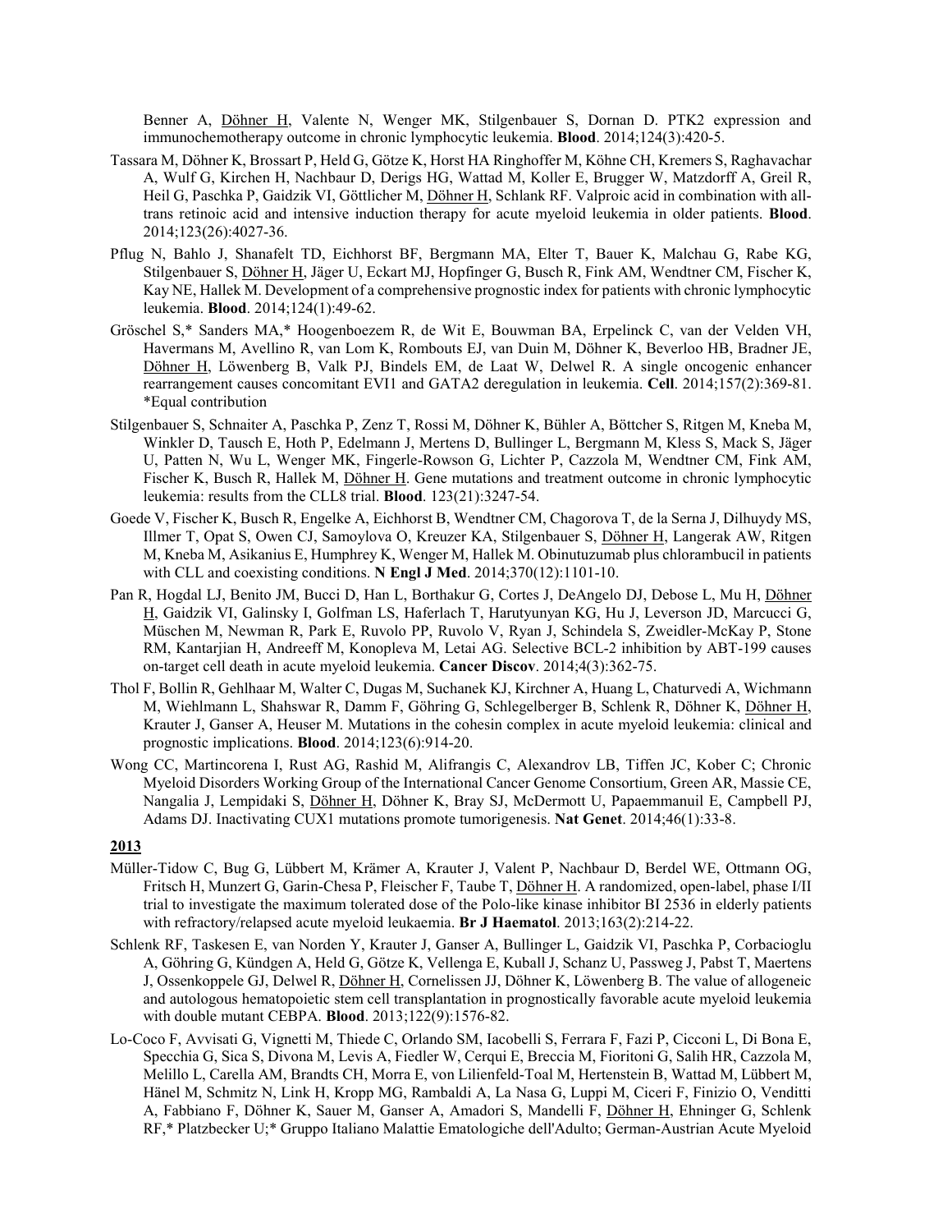Benner A, Döhner H, Valente N, Wenger MK, Stilgenbauer S, Dornan D. PTK2 expression and immunochemotherapy outcome in chronic lymphocytic leukemia. **Blood**. 2014;124(3):420-5.

Tassara M, Döhner K, Brossart P, Held G, Götze K, Horst HA Ringhoffer M, Köhne CH, Kremers S, Raghavachar A, Wulf G, Kirchen H, Nachbaur D, Derigs HG, Wattad M, Koller E, Brugger W, Matzdorff A, Greil R, Heil G, Paschka P, Gaidzik VI, Göttlicher M, Döhner H, Schlank RF. Valproic acid in combination with all-trans retinoic acid and intensive induction therapy for acute myeloid leukemia in older patients. **Blood**. 2014;123(26):4027-36.

Pflug N, Bahlo J, Shanafelt TD, Eichhorst BF, Bergmann MA, Elter T, Bauer K, Malchau G, Rabe KG, Stilgenbauer S, Döhner H, Jäger U, Eckart MJ, Hopfinger G, Busch R, Fink AM, Wendtner CM, Fischer K, Kay NE, Hallek M. Development of a comprehensive prognostic index for patients with chronic lymphocytic leukemia. **Blood**. 2014;124(1):49-62.

Gröschel S,* Sanders MA,* Hoogenboezem R, de Wit E, Bouwman BA, Erpelinck C, van der Velden VH, Havermans M, Avellino R, van Lom K, Rombouts EJ, van Duin M, Döhner K, Beverloo HB, Bradner JE, Döhner H, Löwenberg B, Valk PJ, Bindels EM, de Laat W, Delwel R. A single oncogenic enhancer rearrangement causes concomitant EVI1 and GATA2 deregulation in leukemia. **Cell**. 2014;157(2):369-81. *Equal contribution

Stilgenbauer S, Schnaiter A, Paschka P, Zenz T, Rossi M, Döhner K, Bühler A, Böttcher S, Ritgen M, Kneba M, Winkler D, Tausch E, Hoth P, Edelmann J, Mertens D, Bullinger L, Bergmann M, Kless S, Mack S, Jäger U, Patten N, Wu L, Wenger MK, Fingerle-Rowson G, Lichter P, Cazzola M, Wendtner CM, Fink AM, Fischer K, Busch R, Hallek M, Döhner H. Gene mutations and treatment outcome in chronic lymphocytic leukemia: results from the CLL8 trial. **Blood**. 123(21):3247-54.

Goede V, Fischer K, Busch R, Engelke A, Eichhorst B, Wendtner CM, Chagorova T, de la Serna J, Dilhuydy MS, Illmer T, Opat S, Owen CJ, Samoylova O, Kreuzer KA, Stilgenbauer S, Döhner H, Langerak AW, Ritgen M, Kneba M, Asikanius E, Humphrey K, Wenger M, Hallek M. Obinutuzumab plus chlorambucil in patients with CLL and coexisting conditions. **N Engl J Med**. 2014;370(12):1101-10.

Pan R, Hogdal LJ, Benito JM, Bucci D, Han L, Borthakur G, Cortes J, DeAngelo DJ, Debose L, Mu H, Döhner H, Gaidzik VI, Galinsky I, Golfman LS, Haferlach T, Harutyunyan KG, Hu J, Leverson JD, Marcucci G, Müschen M, Newman R, Park E, Ruvolo PP, Ruvolo V, Ryan J, Schindela S, Zweidler-McKay P, Stone RM, Kantarjian H, Andreeff M, Konopleva M, Letai AG. Selective BCL-2 inhibition by ABT-199 causes on-target cell death in acute myeloid leukemia. **Cancer Discov**. 2014;4(3):362-75.

Thol F, Bollin R, Gehlhaar M, Walter C, Dugas M, Suchanek KJ, Kirchner A, Huang L, Chaturvedi A, Wichmann M, Wiehlmann L, Shahswar R, Damm F, Göhring G, Schlegelberger B, Schlenk R, Döhner K, Döhner H, Krauter J, Ganser A, Heuser M. Mutations in the cohesin complex in acute myeloid leukemia: clinical and prognostic implications. **Blood**. 2014;123(6):914-20.

Wong CC, Martincorena I, Rust AG, Rashid M, Alifrangis C, Alexandrov LB, Tiffen JC, Kober C; Chronic Myeloid Disorders Working Group of the International Cancer Genome Consortium, Green AR, Massie CE, Nangalia J, Lempidaki S, Döhner H, Döhner K, Bray SJ, McDermott U, Papaemmanuil E, Campbell PJ, Adams DJ. Inactivating CUX1 mutations promote tumorigenesis. **Nat Genet**. 2014;46(1):33-8.

## 2013

Müller-Tidow C, Bug G, Lübbert M, Krämer A, Krauter J, Valent P, Nachbaur D, Berdel WE, Ottmann OG, Fritsch H, Munzert G, Garin-Chesa P, Fleischer F, Taube T, Döhner H. A randomized, open-label, phase I/II trial to investigate the maximum tolerated dose of the Polo-like kinase inhibitor BI 2536 in elderly patients with refractory/relapsed acute myeloid leukaemia. **Br J Haematol**. 2013;163(2):214-22.

Schlenk RF, Taskesen E, van Norden Y, Krauter J, Ganser A, Bullinger L, Gaidzik VI, Paschka P, Corbacioglu A, Göhring G, Kündgen A, Held G, Götze K, Vellenga E, Kuball J, Schanz U, Passweg J, Pabst T, Maertens J, Ossenkoppele GJ, Delwel R, Döhner H, Cornelissen JJ, Döhner K, Löwenberg B. The value of allogeneic and autologous hematopoietic stem cell transplantation in prognostically favorable acute myeloid leukemia with double mutant CEBPA. **Blood**. 2013;122(9):1576-82.

Lo-Coco F, Avvisati G, Vignetti M, Thiede C, Orlando SM, Iacobelli S, Ferrara F, Fazi P, Cicconi L, Di Bona E, Specchia G, Sica S, Divona M, Levis A, Fiedler W, Cerqui E, Breccia M, Fioritoni G, Salih HR, Cazzola M, Melillo L, Carella AM, Brandts CH, Morra E, von Lilienfeld-Toal M, Hertenstein B, Wattad M, Lübbert M, Hänel M, Schmitz N, Link H, Kropp MG, Rambaldi A, La Nasa G, Luppi M, Ciceri F, Finizio O, Venditti A, Fabbiano F, Döhner K, Sauer M, Ganser A, Amadori S, Mandelli F, Döhner H, Ehninger G, Schlenk RF,* Platzbecker U;* Gruppo Italiano Malattie Ematologiche dell'Adulto; German-Austrian Acute Myeloid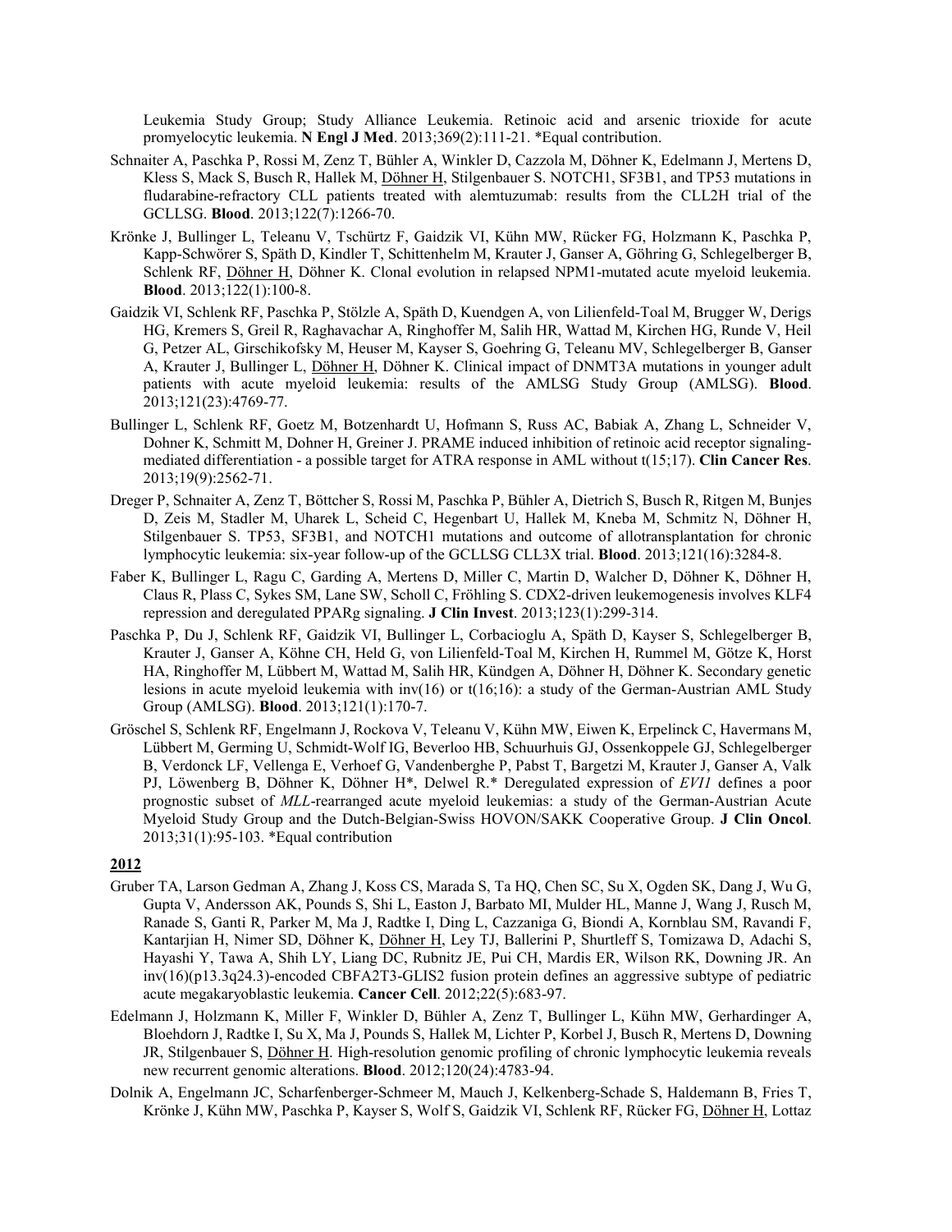Leukemia Study Group; Study Alliance Leukemia. Retinoic acid and arsenic trioxide for acute promyelocytic leukemia. **N Engl J Med**. 2013;369(2):111-21. *Equal contribution.

Schnaiter A, Paschka P, Rossi M, Zenz T, Bühler A, Winkler D, Cazzola M, Döhner K, Edelmann J, Mertens D, Kless S, Mack S, Busch R, Hallek M, Döhner H, Stilgenbauer S. NOTCH1, SF3B1, and TP53 mutations in fludarabine-refractory CLL patients treated with alemtuzumab: results from the CLL2H trial of the GCLLSG. **Blood**. 2013;122(7):1266-70.

Krönke J, Bullinger L, Teleanu V, Tschürtz F, Gaidzik VI, Kühn MW, Rücker FG, Holzmann K, Paschka P, Kapp-Schwörer S, Späth D, Kindler T, Schittenhelm M, Krauter J, Ganser A, Göhring G, Schlegelberger B, Schlenk RF, Döhner H, Döhner K. Clonal evolution in relapsed NPM1-mutated acute myeloid leukemia. **Blood**. 2013;122(1):100-8.

Gaidzik VI, Schlenk RF, Paschka P, Stölzle A, Späth D, Kuendgen A, von Lilienfeld-Toal M, Brugger W, Derigs HG, Kremers S, Greil R, Raghavachar A, Ringhoffer M, Salih HR, Wattad M, Kirchen HG, Runde V, Heil G, Petzer AL, Girschikofsky M, Heuser M, Kayser S, Goehring G, Teleanu MV, Schlegelberger B, Ganser A, Krauter J, Bullinger L, Döhner H, Döhner K. Clinical impact of DNMT3A mutations in younger adult patients with acute myeloid leukemia: results of the AMLSG Study Group (AMLSG). **Blood**. 2013;121(23):4769-77.

Bullinger L, Schlenk RF, Goetz M, Botzenhardt U, Hofmann S, Russ AC, Babiak A, Zhang L, Schneider V, Dohner K, Schmitt M, Dohner H, Greiner J. PRAME induced inhibition of retinoic acid receptor signaling-mediated differentiation - a possible target for ATRA response in AML without t(15;17). **Clin Cancer Res**. 2013;19(9):2562-71.

Dreger P, Schnaiter A, Zenz T, Böttcher S, Rossi M, Paschka P, Bühler A, Dietrich S, Busch R, Ritgen M, Bunjes D, Zeis M, Stadler M, Uharek L, Scheid C, Hegenbart U, Hallek M, Kneba M, Schmitz N, Döhner H, Stilgenbauer S. TP53, SF3B1, and NOTCH1 mutations and outcome of allotransplantation for chronic lymphocytic leukemia: six-year follow-up of the GCLLSG CLL3X trial. **Blood**. 2013;121(16):3284-8.

Faber K, Bullinger L, Ragu C, Garding A, Mertens D, Miller C, Martin D, Walcher D, Döhner K, Döhner H, Claus R, Plass C, Sykes SM, Lane SW, Scholl C, Fröhling S. CDX2-driven leukemogenesis involves KLF4 repression and deregulated PPARg signaling. **J Clin Invest**. 2013;123(1):299-314.

Paschka P, Du J, Schlenk RF, Gaidzik VI, Bullinger L, Corbacioglu A, Späth D, Kayser S, Schlegelberger B, Krauter J, Ganser A, Köhne CH, Held G, von Lilienfeld-Toal M, Kirchen H, Rummel M, Götze K, Horst HA, Ringhoffer M, Lübbert M, Wattad M, Salih HR, Kündgen A, Döhner H, Döhner K. Secondary genetic lesions in acute myeloid leukemia with inv(16) or t(16;16): a study of the German-Austrian AML Study Group (AMLSG). **Blood**. 2013;121(1):170-7.

Gröschel S, Schlenk RF, Engelmann J, Rockova V, Teleanu V, Kühn MW, Eiwen K, Erpelinck C, Havermans M, Lübbert M, Germing U, Schmidt-Wolf IG, Beverloo HB, Schuurhuis GJ, Ossenkoppele GJ, Schlegelberger B, Verdonck LF, Vellenga E, Verhoef G, Vandenberghe P, Pabst T, Bargetzi M, Krauter J, Ganser A, Valk PJ, Löwenberg B, Döhner K, Döhner H*, Delwel R.* Deregulated expression of *EVI1* defines a poor prognostic subset of *MLL*-rearranged acute myeloid leukemias: a study of the German-Austrian Acute Myeloid Study Group and the Dutch-Belgian-Swiss HOVON/SAKK Cooperative Group. **J Clin Oncol**. 2013;31(1):95-103. *Equal contribution

**2012**

Gruber TA, Larson Gedman A, Zhang J, Koss CS, Marada S, Ta HQ, Chen SC, Su X, Ogden SK, Dang J, Wu G, Gupta V, Andersson AK, Pounds S, Shi L, Easton J, Barbato MI, Mulder HL, Manne J, Wang J, Rusch M, Ranade S, Ganti R, Parker M, Ma J, Radtke I, Ding L, Cazzaniga G, Biondi A, Kornblau SM, Ravandi F, Kantarjian H, Nimer SD, Döhner K, Döhner H, Ley TJ, Ballerini P, Shurtleff S, Tomizawa D, Adachi S, Hayashi Y, Tawa A, Shih LY, Liang DC, Rubnitz JE, Pui CH, Mardis ER, Wilson RK, Downing JR. An inv(16)(p13.3q24.3)-encoded CBFA2T3-GLIS2 fusion protein defines an aggressive subtype of pediatric acute megakaryoblastic leukemia. **Cancer Cell**. 2012;22(5):683-97.

Edelmann J, Holzmann K, Miller F, Winkler D, Bühler A, Zenz T, Bullinger L, Kühn MW, Gerhardinger A, Bloehdorn J, Radtke I, Su X, Ma J, Pounds S, Hallek M, Lichter P, Korbel J, Busch R, Mertens D, Downing JR, Stilgenbauer S, Döhner H. High-resolution genomic profiling of chronic lymphocytic leukemia reveals new recurrent genomic alterations. **Blood**. 2012;120(24):4783-94.

Dolnik A, Engelmann JC, Scharfenberger-Schmeer M, Mauch J, Kelkenberg-Schade S, Haldemann B, Fries T, Krönke J, Kühn MW, Paschka P, Kayser S, Wolf S, Gaidzik VI, Schlenk RF, Rücker FG, Döhner H, Lottaz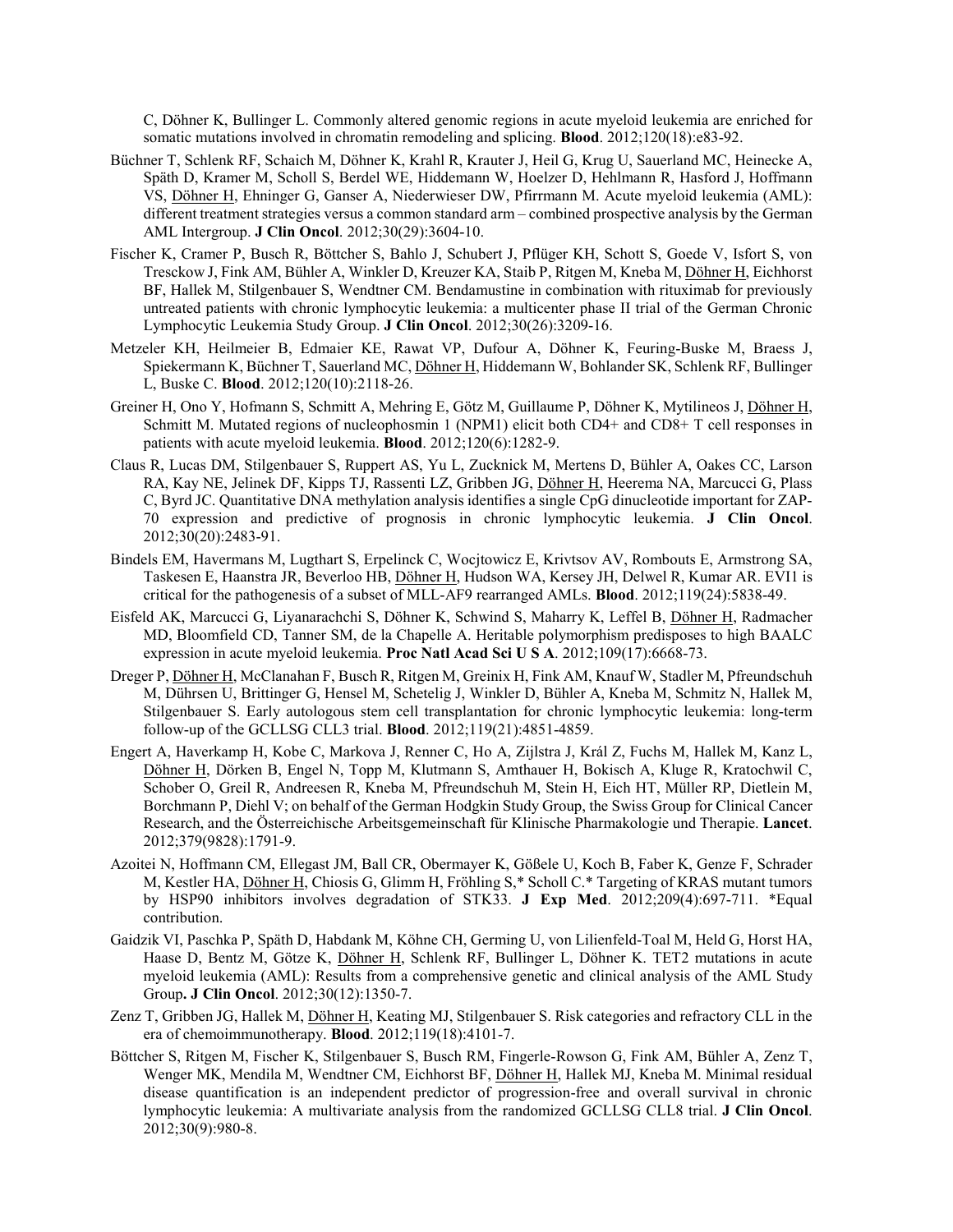C, Döhner K, Bullinger L. Commonly altered genomic regions in acute myeloid leukemia are enriched for somatic mutations involved in chromatin remodeling and splicing. **Blood**. 2012;120(18):e83-92.

Büchner T, Schlenk RF, Schaich M, Döhner K, Krahl R, Krauter J, Heil G, Krug U, Sauerland MC, Heinecke A, Späth D, Kramer M, Scholl S, Berdel WE, Hiddemann W, Hoelzer D, Hehlmann R, Hasford J, Hoffmann VS, Döhner H, Ehninger G, Ganser A, Niederwieser DW, Pfirrmann M. Acute myeloid leukemia (AML): different treatment strategies versus a common standard arm – combined prospective analysis by the German AML Intergroup. **J Clin Oncol**. 2012;30(29):3604-10.

Fischer K, Cramer P, Busch R, Böttcher S, Bahlo J, Schubert J, Pflüger KH, Schott S, Goede V, Isfort S, von Tresckow J, Fink AM, Bühler A, Winkler D, Kreuzer KA, Staib P, Ritgen M, Kneba M, Döhner H, Eichhorst BF, Hallek M, Stilgenbauer S, Wendtner CM. Bendamustine in combination with rituximab for previously untreated patients with chronic lymphocytic leukemia: a multicenter phase II trial of the German Chronic Lymphocytic Leukemia Study Group. **J Clin Oncol**. 2012;30(26):3209-16.

Metzeler KH, Heilmeier B, Edmaier KE, Rawat VP, Dufour A, Döhner K, Feuring-Buske M, Braess J, Spiekermann K, Büchner T, Sauerland MC, Döhner H, Hiddemann W, Bohlander SK, Schlenk RF, Bullinger L, Buske C. **Blood**. 2012;120(10):2118-26.

Greiner H, Ono Y, Hofmann S, Schmitt A, Mehring E, Götz M, Guillaume P, Döhner K, Mytilineos J, Döhner H, Schmitt M. Mutated regions of nucleophosmin 1 (NPM1) elicit both CD4+ and CD8+ T cell responses in patients with acute myeloid leukemia. **Blood**. 2012;120(6):1282-9.

Claus R, Lucas DM, Stilgenbauer S, Ruppert AS, Yu L, Zucknick M, Mertens D, Bühler A, Oakes CC, Larson RA, Kay NE, Jelinek DF, Kipps TJ, Rassenti LZ, Gribben JG, Döhner H, Heerema NA, Marcucci G, Plass C, Byrd JC. Quantitative DNA methylation analysis identifies a single CpG dinucleotide important for ZAP-70 expression and predictive of prognosis in chronic lymphocytic leukemia. **J Clin Oncol**. 2012;30(20):2483-91.

Bindels EM, Havermans M, Lugthart S, Erpelinck C, Wocjtowicz E, Krivtsov AV, Rombouts E, Armstrong SA, Taskesen E, Haanstra JR, Beverloo HB, Döhner H, Hudson WA, Kersey JH, Delwel R, Kumar AR. EVI1 is critical for the pathogenesis of a subset of MLL-AF9 rearranged AMLs. **Blood**. 2012;119(24):5838-49.

Eisfeld AK, Marcucci G, Liyanarachchi S, Döhner K, Schwind S, Maharry K, Leffel B, Döhner H, Radmacher MD, Bloomfield CD, Tanner SM, de la Chapelle A. Heritable polymorphism predisposes to high BAALC expression in acute myeloid leukemia. **Proc Natl Acad Sci U S A**. 2012;109(17):6668-73.

Dreger P, Döhner H, McClanahan F, Busch R, Ritgen M, Greinix H, Fink AM, Knauf W, Stadler M, Pfreundschuh M, Dührsen U, Brittinger G, Hensel M, Schetelig J, Winkler D, Bühler A, Kneba M, Schmitz N, Hallek M, Stilgenbauer S. Early autologous stem cell transplantation for chronic lymphocytic leukemia: long-term follow-up of the GCLLSG CLL3 trial. **Blood**. 2012;119(21):4851-4859.

Engert A, Haverkamp H, Kobe C, Markova J, Renner C, Ho A, Zijlstra J, Král Z, Fuchs M, Hallek M, Kanz L, Döhner H, Dörken B, Engel N, Topp M, Klutmann S, Amthauer H, Bokisch A, Kluge R, Kratochwil C, Schober O, Greil R, Andreesen R, Kneba M, Pfreundschuh M, Stein H, Eich HT, Müller RP, Dietlein M, Borchmann P, Diehl V; on behalf of the German Hodgkin Study Group, the Swiss Group for Clinical Cancer Research, and the Österreichische Arbeitsgemeinschaft für Klinische Pharmakologie und Therapie. **Lancet**. 2012;379(9828):1791-9.

Azoitei N, Hoffmann CM, Ellegast JM, Ball CR, Obermayer K, Gößele U, Koch B, Faber K, Genze F, Schrader M, Kestler HA, Döhner H, Chiosis G, Glimm H, Fröhling S,* Scholl C.* Targeting of KRAS mutant tumors by HSP90 inhibitors involves degradation of STK33. **J Exp Med**. 2012;209(4):697-711. *Equal contribution.

Gaidzik VI, Paschka P, Späth D, Habdank M, Köhne CH, Germing U, von Lilienfeld-Toal M, Held G, Horst HA, Haase D, Bentz M, Götze K, Döhner H, Schlenk RF, Bullinger L, Döhner K. TET2 mutations in acute myeloid leukemia (AML): Results from a comprehensive genetic and clinical analysis of the AML Study Group**. J Clin Oncol**. 2012;30(12):1350-7.

Zenz T, Gribben JG, Hallek M, Döhner H, Keating MJ, Stilgenbauer S. Risk categories and refractory CLL in the era of chemoimmunotherapy. **Blood**. 2012;119(18):4101-7.

Böttcher S, Ritgen M, Fischer K, Stilgenbauer S, Busch RM, Fingerle-Rowson G, Fink AM, Bühler A, Zenz T, Wenger MK, Mendila M, Wendtner CM, Eichhorst BF, Döhner H, Hallek MJ, Kneba M. Minimal residual disease quantification is an independent predictor of progression-free and overall survival in chronic lymphocytic leukemia: A multivariate analysis from the randomized GCLLSG CLL8 trial. **J Clin Oncol**. 2012;30(9):980-8.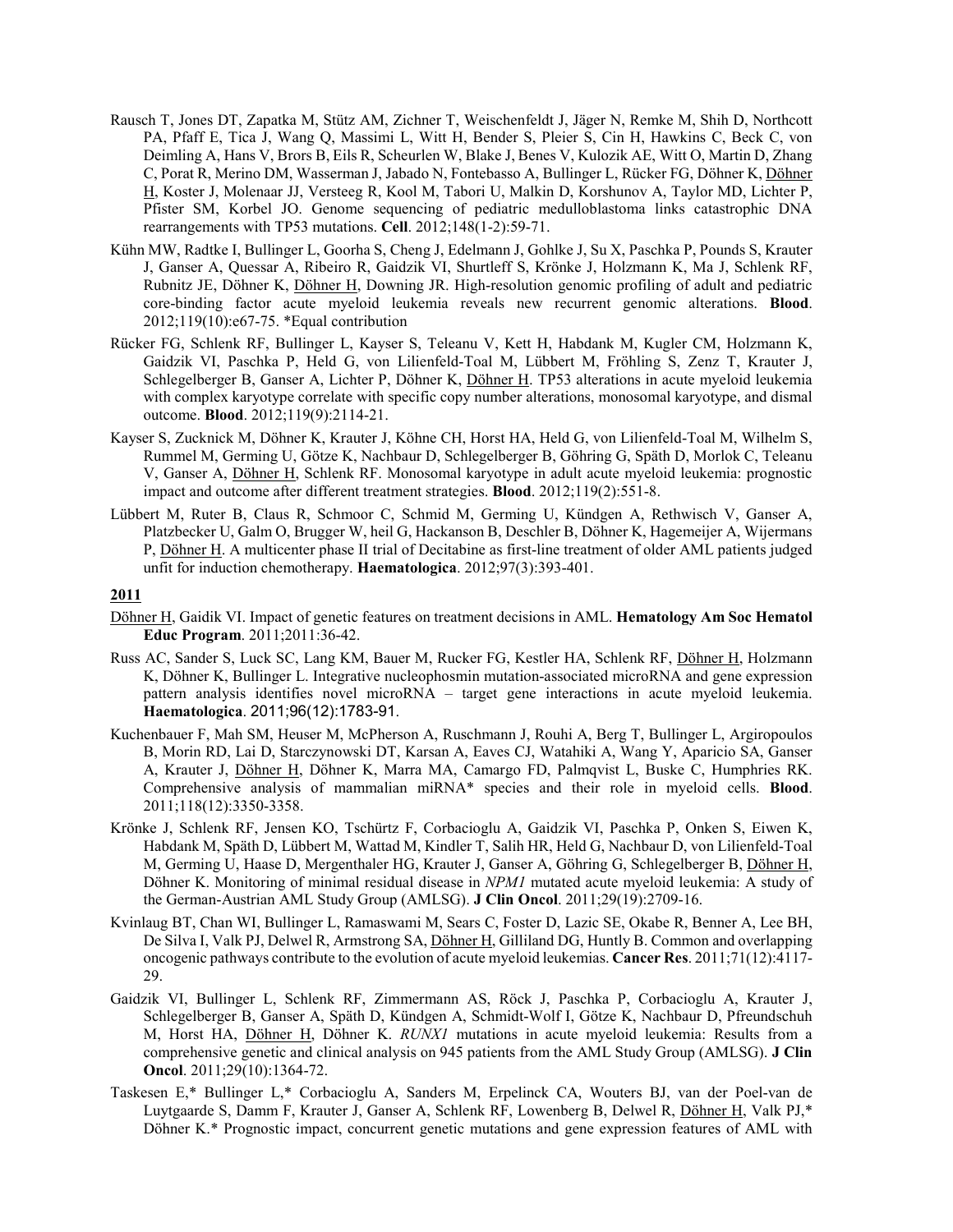Rausch T, Jones DT, Zapatka M, Stütz AM, Zichner T, Weischenfeldt J, Jäger N, Remke M, Shih D, Northcott PA, Pfaff E, Tica J, Wang Q, Massimi L, Witt H, Bender S, Pleier S, Cin H, Hawkins C, Beck C, von Deimling A, Hans V, Brors B, Eils R, Scheurlen W, Blake J, Benes V, Kulozik AE, Witt O, Martin D, Zhang C, Porat R, Merino DM, Wasserman J, Jabado N, Fontebasso A, Bullinger L, Rücker FG, Döhner K, Döhner H, Koster J, Molenaar JJ, Versteeg R, Kool M, Tabori U, Malkin D, Korshunov A, Taylor MD, Lichter P, Pfister SM, Korbel JO. Genome sequencing of pediatric medulloblastoma links catastrophic DNA rearrangements with TP53 mutations. **Cell**. 2012;148(1-2):59-71.

Kühn MW, Radtke I, Bullinger L, Goorha S, Cheng J, Edelmann J, Gohlke J, Su X, Paschka P, Pounds S, Krauter J, Ganser A, Quessar A, Ribeiro R, Gaidzik VI, Shurtleff S, Krönke J, Holzmann K, Ma J, Schlenk RF, Rubnitz JE, Döhner K, Döhner H, Downing JR. High-resolution genomic profiling of adult and pediatric core-binding factor acute myeloid leukemia reveals new recurrent genomic alterations. **Blood**. 2012;119(10):e67-75. *Equal contribution

Rücker FG, Schlenk RF, Bullinger L, Kayser S, Teleanu V, Kett H, Habdank M, Kugler CM, Holzmann K, Gaidzik VI, Paschka P, Held G, von Lilienfeld-Toal M, Lübbert M, Fröhling S, Zenz T, Krauter J, Schlegelberger B, Ganser A, Lichter P, Döhner K, Döhner H. TP53 alterations in acute myeloid leukemia with complex karyotype correlate with specific copy number alterations, monosomal karyotype, and dismal outcome. **Blood**. 2012;119(9):2114-21.

Kayser S, Zucknick M, Döhner K, Krauter J, Köhne CH, Horst HA, Held G, von Lilienfeld-Toal M, Wilhelm S, Rummel M, Germing U, Götze K, Nachbaur D, Schlegelberger B, Göhring G, Späth D, Morlok C, Teleanu V, Ganser A, Döhner H, Schlenk RF. Monosomal karyotype in adult acute myeloid leukemia: prognostic impact and outcome after different treatment strategies. **Blood**. 2012;119(2):551-8.

Lübbert M, Ruter B, Claus R, Schmoor C, Schmid M, Germing U, Kündgen A, Rethwisch V, Ganser A, Platzbecker U, Galm O, Brugger W, heil G, Hackanson B, Deschler B, Döhner K, Hagemeijer A, Wijermans P, Döhner H. A multicenter phase II trial of Decitabine as first-line treatment of older AML patients judged unfit for induction chemotherapy. **Haematologica**. 2012;97(3):393-401.

## 2011

Döhner H, Gaidik VI. Impact of genetic features on treatment decisions in AML. **Hematology Am Soc Hematol Educ Program**. 2011;2011:36-42.

Russ AC, Sander S, Luck SC, Lang KM, Bauer M, Rucker FG, Kestler HA, Schlenk RF, Döhner H, Holzmann K, Döhner K, Bullinger L. Integrative nucleophosmin mutation-associated microRNA and gene expression pattern analysis identifies novel microRNA – target gene interactions in acute myeloid leukemia. **Haematologica**. 2011;96(12):1783-91.

Kuchenbauer F, Mah SM, Heuser M, McPherson A, Ruschmann J, Rouhi A, Berg T, Bullinger L, Argiropoulos B, Morin RD, Lai D, Starczynowski DT, Karsan A, Eaves CJ, Watahiki A, Wang Y, Aparicio SA, Ganser A, Krauter J, Döhner H, Döhner K, Marra MA, Camargo FD, Palmqvist L, Buske C, Humphries RK. Comprehensive analysis of mammalian miRNA* species and their role in myeloid cells. **Blood**. 2011;118(12):3350-3358.

Krönke J, Schlenk RF, Jensen KO, Tschürtz F, Corbacioglu A, Gaidzik VI, Paschka P, Onken S, Eiwen K, Habdank M, Späth D, Lübbert M, Wattad M, Kindler T, Salih HR, Held G, Nachbaur D, von Lilienfeld-Toal M, Germing U, Haase D, Mergenthaler HG, Krauter J, Ganser A, Göhring G, Schlegelberger B, Döhner H, Döhner K. Monitoring of minimal residual disease in *NPM1* mutated acute myeloid leukemia: A study of the German-Austrian AML Study Group (AMLSG). **J Clin Oncol**. 2011;29(19):2709-16.

Kvinlaug BT, Chan WI, Bullinger L, Ramaswami M, Sears C, Foster D, Lazic SE, Okabe R, Benner A, Lee BH, De Silva I, Valk PJ, Delwel R, Armstrong SA, Döhner H, Gilliland DG, Huntly B. Common and overlapping oncogenic pathways contribute to the evolution of acute myeloid leukemias. **Cancer Res**. 2011;71(12):4117-29.

Gaidzik VI, Bullinger L, Schlenk RF, Zimmermann AS, Röck J, Paschka P, Corbacioglu A, Krauter J, Schlegelberger B, Ganser A, Späth D, Kündgen A, Schmidt-Wolf I, Götze K, Nachbaur D, Pfreundschuh M, Horst HA, Döhner H, Döhner K. *RUNX1* mutations in acute myeloid leukemia: Results from a comprehensive genetic and clinical analysis on 945 patients from the AML Study Group (AMLSG). **J Clin Oncol**. 2011;29(10):1364-72.

Taskesen E,* Bullinger L,* Corbacioglu A, Sanders M, Erpelinck CA, Wouters BJ, van der Poel-van de Luytgaarde S, Damm F, Krauter J, Ganser A, Schlenk RF, Lowenberg B, Delwel R, Döhner H, Valk PJ,* Döhner K.* Prognostic impact, concurrent genetic mutations and gene expression features of AML with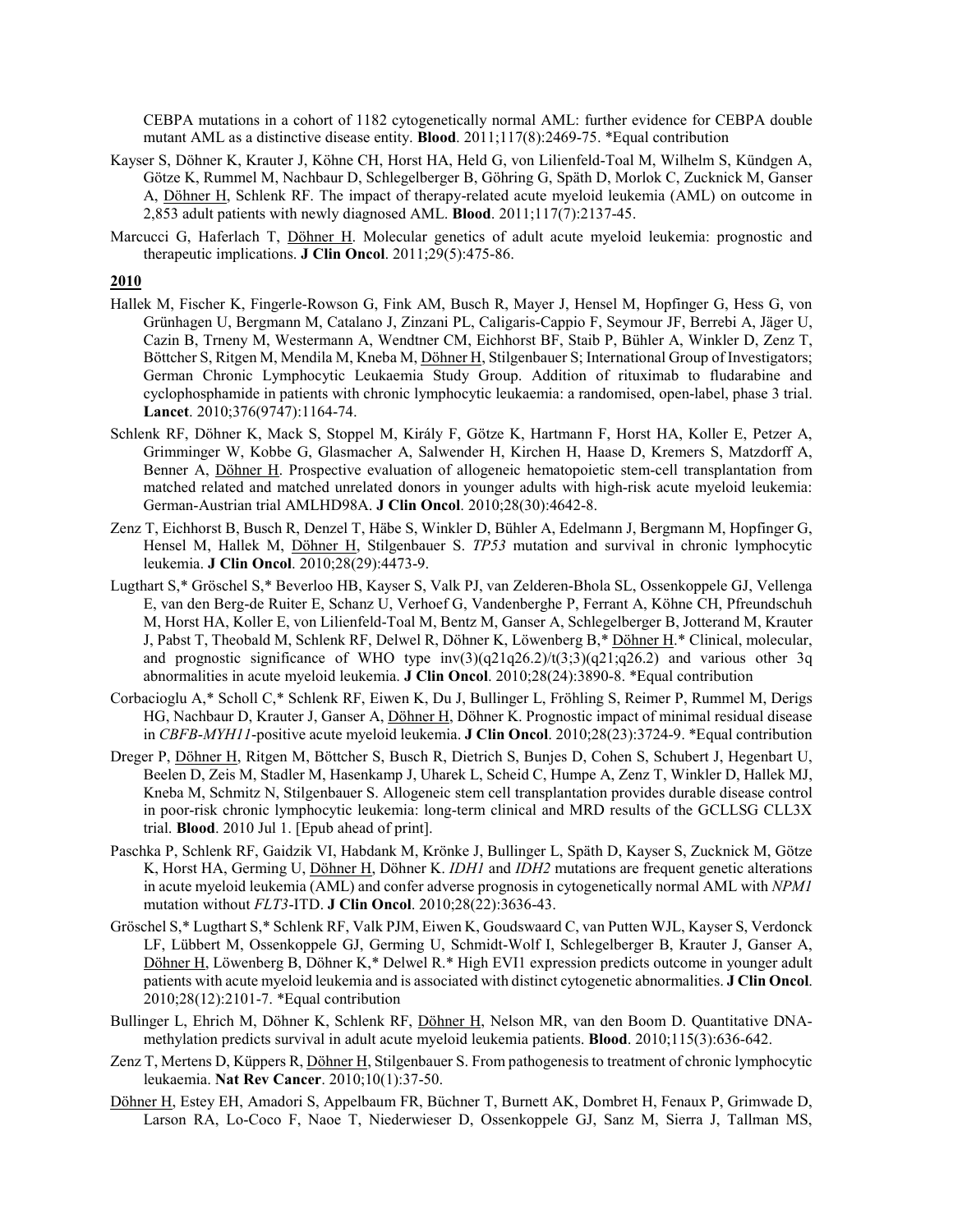CEBPA mutations in a cohort of 1182 cytogenetically normal AML: further evidence for CEBPA double mutant AML as a distinctive disease entity. **Blood**. 2011;117(8):2469-75. *Equal contribution

Kayser S, Döhner K, Krauter J, Köhne CH, Horst HA, Held G, von Lilienfeld-Toal M, Wilhelm S, Kündgen A, Götze K, Rummel M, Nachbaur D, Schlegelberger B, Göhring G, Späth D, Morlok C, Zucknick M, Ganser A, Döhner H, Schlenk RF. The impact of therapy-related acute myeloid leukemia (AML) on outcome in 2,853 adult patients with newly diagnosed AML. **Blood**. 2011;117(7):2137-45.

Marcucci G, Haferlach T, Döhner H. Molecular genetics of adult acute myeloid leukemia: prognostic and therapeutic implications. **J Clin Oncol**. 2011;29(5):475-86.

**2010**

Hallek M, Fischer K, Fingerle-Rowson G, Fink AM, Busch R, Mayer J, Hensel M, Hopfinger G, Hess G, von Grünhagen U, Bergmann M, Catalano J, Zinzani PL, Caligaris-Cappio F, Seymour JF, Berrebi A, Jäger U, Cazin B, Trneny M, Westermann A, Wendtner CM, Eichhorst BF, Staib P, Bühler A, Winkler D, Zenz T, Böttcher S, Ritgen M, Mendila M, Kneba M, Döhner H, Stilgenbauer S; International Group of Investigators; German Chronic Lymphocytic Leukaemia Study Group. Addition of rituximab to fludarabine and cyclophosphamide in patients with chronic lymphocytic leukaemia: a randomised, open-label, phase 3 trial. **Lancet**. 2010;376(9747):1164-74.

Schlenk RF, Döhner K, Mack S, Stoppel M, Király F, Götze K, Hartmann F, Horst HA, Koller E, Petzer A, Grimminger W, Kobbe G, Glasmacher A, Salwender H, Kirchen H, Haase D, Kremers S, Matzdorff A, Benner A, Döhner H. Prospective evaluation of allogeneic hematopoietic stem-cell transplantation from matched related and matched unrelated donors in younger adults with high-risk acute myeloid leukemia: German-Austrian trial AMLHD98A. **J Clin Oncol**. 2010;28(30):4642-8.

Zenz T, Eichhorst B, Busch R, Denzel T, Häbe S, Winkler D, Bühler A, Edelmann J, Bergmann M, Hopfinger G, Hensel M, Hallek M, Döhner H, Stilgenbauer S. *TP53* mutation and survival in chronic lymphocytic leukemia. **J Clin Oncol**. 2010;28(29):4473-9.

Lugthart S,* Gröschel S,* Beverloo HB, Kayser S, Valk PJ, van Zelderen-Bhola SL, Ossenkoppele GJ, Vellenga E, van den Berg-de Ruiter E, Schanz U, Verhoef G, Vandenberghe P, Ferrant A, Köhne CH, Pfreundschuh M, Horst HA, Koller E, von Lilienfeld-Toal M, Bentz M, Ganser A, Schlegelberger B, Jotterand M, Krauter J, Pabst T, Theobald M, Schlenk RF, Delwel R, Döhner K, Löwenberg B,* Döhner H.* Clinical, molecular, and prognostic significance of WHO type inv(3)(q21q26.2)/t(3;3)(q21;q26.2) and various other 3q abnormalities in acute myeloid leukemia. **J Clin Oncol**. 2010;28(24):3890-8. *Equal contribution

Corbacioglu A,* Scholl C,* Schlenk RF, Eiwen K, Du J, Bullinger L, Fröhling S, Reimer P, Rummel M, Derigs HG, Nachbaur D, Krauter J, Ganser A, Döhner H, Döhner K. Prognostic impact of minimal residual disease in *CBFB-MYH11*-positive acute myeloid leukemia. **J Clin Oncol**. 2010;28(23):3724-9. *Equal contribution

Dreger P, Döhner H, Ritgen M, Böttcher S, Busch R, Dietrich S, Bunjes D, Cohen S, Schubert J, Hegenbart U, Beelen D, Zeis M, Stadler M, Hasenkamp J, Uharek L, Scheid C, Humpe A, Zenz T, Winkler D, Hallek MJ, Kneba M, Schmitz N, Stilgenbauer S. Allogeneic stem cell transplantation provides durable disease control in poor-risk chronic lymphocytic leukemia: long-term clinical and MRD results of the GCLLSG CLL3X trial. **Blood**. 2010 Jul 1. [Epub ahead of print].

Paschka P, Schlenk RF, Gaidzik VI, Habdank M, Krönke J, Bullinger L, Späth D, Kayser S, Zucknick M, Götze K, Horst HA, Germing U, Döhner H, Döhner K. *IDH1* and *IDH2* mutations are frequent genetic alterations in acute myeloid leukemia (AML) and confer adverse prognosis in cytogenetically normal AML with *NPM1* mutation without *FLT3*-ITD. **J Clin Oncol**. 2010;28(22):3636-43.

Gröschel S,* Lugthart S,* Schlenk RF, Valk PJM, Eiwen K, Goudswaard C, van Putten WJL, Kayser S, Verdonck LF, Lübbert M, Ossenkoppele GJ, Germing U, Schmidt-Wolf I, Schlegelberger B, Krauter J, Ganser A, Döhner H, Löwenberg B, Döhner K,* Delwel R.* High EVI1 expression predicts outcome in younger adult patients with acute myeloid leukemia and is associated with distinct cytogenetic abnormalities. **J Clin Oncol**. 2010;28(12):2101-7. *Equal contribution

Bullinger L, Ehrich M, Döhner K, Schlenk RF, Döhner H, Nelson MR, van den Boom D. Quantitative DNA-methylation predicts survival in adult acute myeloid leukemia patients. **Blood**. 2010;115(3):636-642.

Zenz T, Mertens D, Küppers R, Döhner H, Stilgenbauer S. From pathogenesis to treatment of chronic lymphocytic leukaemia. **Nat Rev Cancer**. 2010;10(1):37-50.

Döhner H, Estey EH, Amadori S, Appelbaum FR, Büchner T, Burnett AK, Dombret H, Fenaux P, Grimwade D, Larson RA, Lo-Coco F, Naoe T, Niederwieser D, Ossenkoppele GJ, Sanz M, Sierra J, Tallman MS,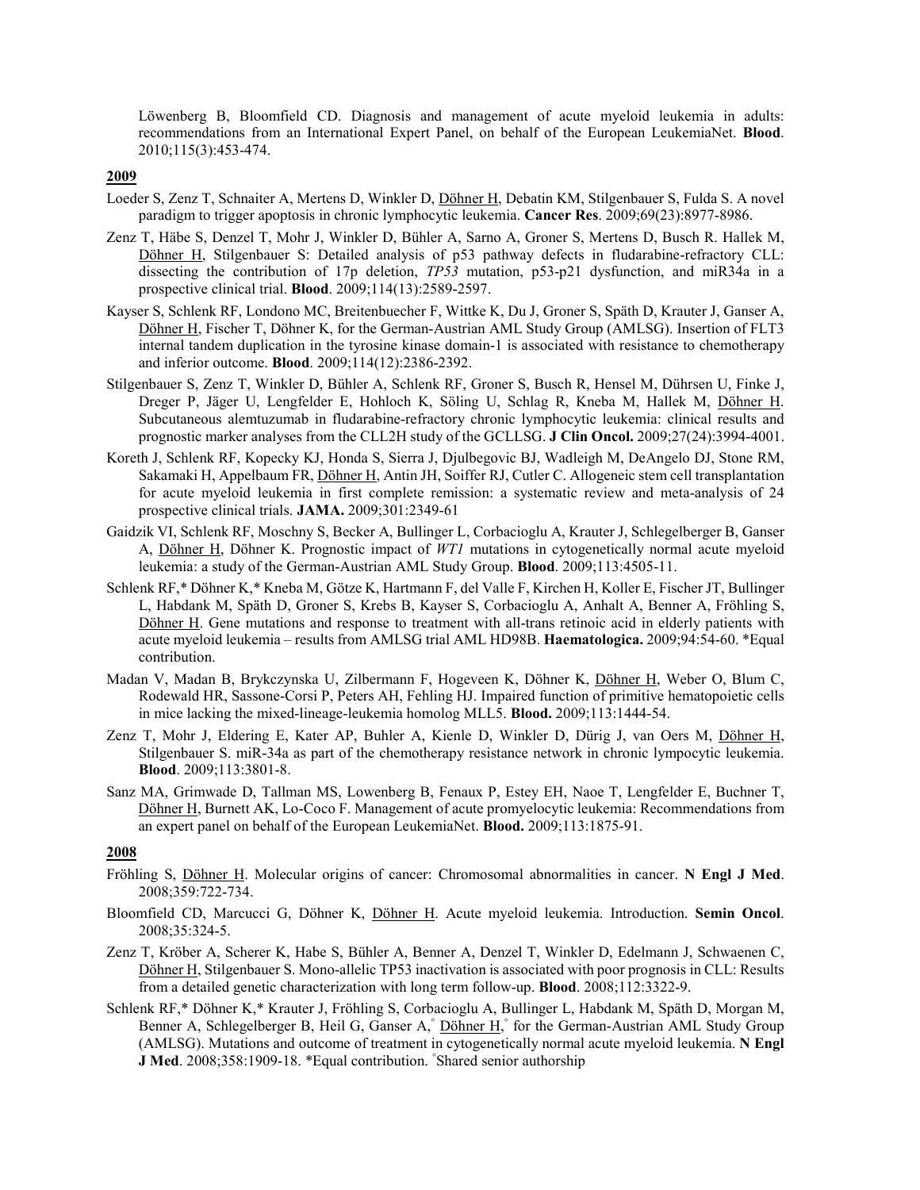Löwenberg B, Bloomfield CD. Diagnosis and management of acute myeloid leukemia in adults: recommendations from an International Expert Panel, on behalf of the European LeukemiaNet. **Blood**. 2010;115(3):453-474.

**2009**

Loeder S, Zenz T, Schnaiter A, Mertens D, Winkler D, Döhner H, Debatin KM, Stilgenbauer S, Fulda S. A novel paradigm to trigger apoptosis in chronic lymphocytic leukemia. **Cancer Res**. 2009;69(23):8977-8986.

Zenz T, Häbe S, Denzel T, Mohr J, Winkler D, Bühler A, Sarno A, Groner S, Mertens D, Busch R. Hallek M, Döhner H, Stilgenbauer S: Detailed analysis of p53 pathway defects in fludarabine-refractory CLL: dissecting the contribution of 17p deletion, *TP53* mutation, p53-p21 dysfunction, and miR34a in a prospective clinical trial. **Blood**. 2009;114(13):2589-2597.

Kayser S, Schlenk RF, Londono MC, Breitenbuecher F, Wittke K, Du J, Groner S, Späth D, Krauter J, Ganser A, Döhner H, Fischer T, Döhner K, for the German-Austrian AML Study Group (AMLSG). Insertion of FLT3 internal tandem duplication in the tyrosine kinase domain-1 is associated with resistance to chemotherapy and inferior outcome. **Blood**. 2009;114(12):2386-2392.

Stilgenbauer S, Zenz T, Winkler D, Bühler A, Schlenk RF, Groner S, Busch R, Hensel M, Dührsen U, Finke J, Dreger P, Jäger U, Lengfelder E, Hohloch K, Söling U, Schlag R, Kneba M, Hallek M, Döhner H. Subcutaneous alemtuzumab in fludarabine-refractory chronic lymphocytic leukemia: clinical results and prognostic marker analyses from the CLL2H study of the GCLLSG. **J Clin Oncol.** 2009;27(24):3994-4001.

Koreth J, Schlenk RF, Kopecky KJ, Honda S, Sierra J, Djulbegovic BJ, Wadleigh M, DeAngelo DJ, Stone RM, Sakamaki H, Appelbaum FR, Döhner H, Antin JH, Soiffer RJ, Cutler C. Allogeneic stem cell transplantation for acute myeloid leukemia in first complete remission: a systematic review and meta-analysis of 24 prospective clinical trials. **JAMA.** 2009;301:2349-61

Gaidzik VI, Schlenk RF, Moschny S, Becker A, Bullinger L, Corbacioglu A, Krauter J, Schlegelberger B, Ganser A, Döhner H, Döhner K. Prognostic impact of *WT1* mutations in cytogenetically normal acute myeloid leukemia: a study of the German-Austrian AML Study Group. **Blood**. 2009;113:4505-11.

Schlenk RF,* Döhner K,* Kneba M, Götze K, Hartmann F, del Valle F, Kirchen H, Koller E, Fischer JT, Bullinger L, Habdank M, Späth D, Groner S, Krebs B, Kayser S, Corbacioglu A, Anhalt A, Benner A, Fröhling S, Döhner H. Gene mutations and response to treatment with all-trans retinoic acid in elderly patients with acute myeloid leukemia – results from AMLSG trial AML HD98B. **Haematologica.** 2009;94:54-60. *Equal contribution.

Madan V, Madan B, Brykczynska U, Zilbermann F, Hogeveen K, Döhner K, Döhner H, Weber O, Blum C, Rodewald HR, Sassone-Corsi P, Peters AH, Fehling HJ. Impaired function of primitive hematopoietic cells in mice lacking the mixed-lineage-leukemia homolog MLL5. **Blood.** 2009;113:1444-54.

Zenz T, Mohr J, Eldering E, Kater AP, Buhler A, Kienle D, Winkler D, Dürig J, van Oers M, Döhner H, Stilgenbauer S. miR-34a as part of the chemotherapy resistance network in chronic lympocytic leukemia. **Blood**. 2009;113:3801-8.

Sanz MA, Grimwade D, Tallman MS, Lowenberg B, Fenaux P, Estey EH, Naoe T, Lengfelder E, Buchner T, Döhner H, Burnett AK, Lo-Coco F. Management of acute promyelocytic leukemia: Recommendations from an expert panel on behalf of the European LeukemiaNet. **Blood.** 2009;113:1875-91.

**2008**

Fröhling S, Döhner H. Molecular origins of cancer: Chromosomal abnormalities in cancer. **N Engl J Med**. 2008;359:722-734.

Bloomfield CD, Marcucci G, Döhner K, Döhner H. Acute myeloid leukemia. Introduction. **Semin Oncol**. 2008;35:324-5.

Zenz T, Kröber A, Scherer K, Habe S, Bühler A, Benner A, Denzel T, Winkler D, Edelmann J, Schwaenen C, Döhner H, Stilgenbauer S. Mono-allelic TP53 inactivation is associated with poor prognosis in CLL: Results from a detailed genetic characterization with long term follow-up. **Blood**. 2008;112:3322-9.

Schlenk RF,* Döhner K,* Krauter J, Fröhling S, Corbacioglu A, Bullinger L, Habdank M, Späth D, Morgan M, Benner A, Schlegelberger B, Heil G, Ganser A,° Döhner H,° for the German-Austrian AML Study Group (AMLSG). Mutations and outcome of treatment in cytogenetically normal acute myeloid leukemia. **N Engl J Med**. 2008;358:1909-18. *Equal contribution. °Shared senior authorship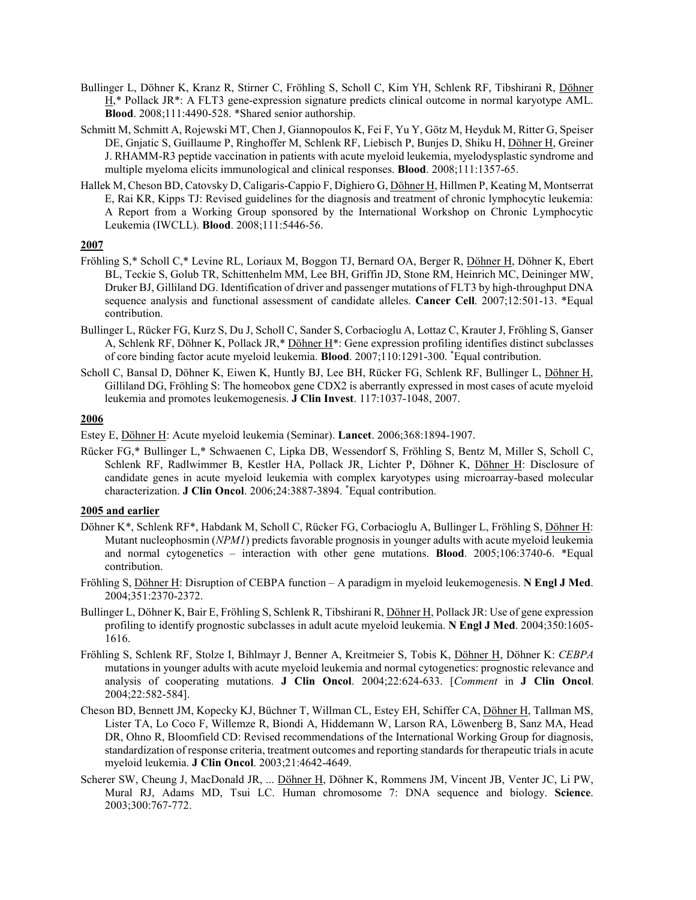Bullinger L, Döhner K, Kranz R, Stirner C, Fröhling S, Scholl C, Kim YH, Schlenk RF, Tibshirani R, Döhner H,* Pollack JR*: A FLT3 gene-expression signature predicts clinical outcome in normal karyotype AML. **Blood**. 2008;111:4490-528. *Shared senior authorship.

Schmitt M, Schmitt A, Rojewski MT, Chen J, Giannopoulos K, Fei F, Yu Y, Götz M, Heyduk M, Ritter G, Speiser DE, Gnjatic S, Guillaume P, Ringhoffer M, Schlenk RF, Liebisch P, Bunjes D, Shiku H, Döhner H, Greiner J. RHAMM-R3 peptide vaccination in patients with acute myeloid leukemia, myelodysplastic syndrome and multiple myeloma elicits immunological and clinical responses. **Blood**. 2008;111:1357-65.

Hallek M, Cheson BD, Catovsky D, Caligaris-Cappio F, Dighiero G, Döhner H, Hillmen P, Keating M, Montserrat E, Rai KR, Kipps TJ: Revised guidelines for the diagnosis and treatment of chronic lymphocytic leukemia: A Report from a Working Group sponsored by the International Workshop on Chronic Lymphocytic Leukemia (IWCLL). **Blood**. 2008;111:5446-56.

**2007**

Fröhling S,* Scholl C,* Levine RL, Loriaux M, Boggon TJ, Bernard OA, Berger R, Döhner H, Döhner K, Ebert BL, Teckie S, Golub TR, Schittenhelm MM, Lee BH, Griffin JD, Stone RM, Heinrich MC, Deininger MW, Druker BJ, Gilliland DG. Identification of driver and passenger mutations of FLT3 by high-throughput DNA sequence analysis and functional assessment of candidate alleles. **Cancer Cell**. 2007;12:501-13. *Equal contribution.

Bullinger L, Rücker FG, Kurz S, Du J, Scholl C, Sander S, Corbacioglu A, Lottaz C, Krauter J, Fröhling S, Ganser A, Schlenk RF, Döhner K, Pollack JR,* Döhner H*: Gene expression profiling identifies distinct subclasses of core binding factor acute myeloid leukemia. **Blood**. 2007;110:1291-300. *Equal contribution.

Scholl C, Bansal D, Döhner K, Eiwen K, Huntly BJ, Lee BH, Rücker FG, Schlenk RF, Bullinger L, Döhner H, Gilliland DG, Fröhling S: The homeobox gene CDX2 is aberrantly expressed in most cases of acute myeloid leukemia and promotes leukemogenesis. **J Clin Invest**. 117:1037-1048, 2007.

**2006**

Estey E, Döhner H: Acute myeloid leukemia (Seminar). **Lancet**. 2006;368:1894-1907.

Rücker FG,* Bullinger L,* Schwaenen C, Lipka DB, Wessendorf S, Fröhling S, Bentz M, Miller S, Scholl C, Schlenk RF, Radlwimmer B, Kestler HA, Pollack JR, Lichter P, Döhner K, Döhner H: Disclosure of candidate genes in acute myeloid leukemia with complex karyotypes using microarray-based molecular characterization. **J Clin Oncol**. 2006;24:3887-3894. *Equal contribution.

**2005 and earlier**

Döhner K*, Schlenk RF*, Habdank M, Scholl C, Rücker FG, Corbacioglu A, Bullinger L, Fröhling S, Döhner H: Mutant nucleophosmin (*NPM1*) predicts favorable prognosis in younger adults with acute myeloid leukemia and normal cytogenetics – interaction with other gene mutations. **Blood**. 2005;106:3740-6. *Equal contribution.

Fröhling S, Döhner H: Disruption of CEBPA function – A paradigm in myeloid leukemogenesis. **N Engl J Med**. 2004;351:2370-2372.

Bullinger L, Döhner K, Bair E, Fröhling S, Schlenk R, Tibshirani R, Döhner H, Pollack JR: Use of gene expression profiling to identify prognostic subclasses in adult acute myeloid leukemia. **N Engl J Med**. 2004;350:1605-1616.

Fröhling S, Schlenk RF, Stolze I, Bihlmayr J, Benner A, Kreitmeier S, Tobis K, Döhner H, Döhner K: *CEBPA* mutations in younger adults with acute myeloid leukemia and normal cytogenetics: prognostic relevance and analysis of cooperating mutations. **J Clin Oncol**. 2004;22:624-633. [*Comment* in **J Clin Oncol**. 2004;22:582-584].

Cheson BD, Bennett JM, Kopecky KJ, Büchner T, Willman CL, Estey EH, Schiffer CA, Döhner H, Tallman MS, Lister TA, Lo Coco F, Willemze R, Biondi A, Hiddemann W, Larson RA, Löwenberg B, Sanz MA, Head DR, Ohno R, Bloomfield CD: Revised recommendations of the International Working Group for diagnosis, standardization of response criteria, treatment outcomes and reporting standards for therapeutic trials in acute myeloid leukemia. **J Clin Oncol**. 2003;21:4642-4649.

Scherer SW, Cheung J, MacDonald JR, ... Döhner H, Döhner K, Rommens JM, Vincent JB, Venter JC, Li PW, Mural RJ, Adams MD, Tsui LC. Human chromosome 7: DNA sequence and biology. **Science**. 2003;300:767-772.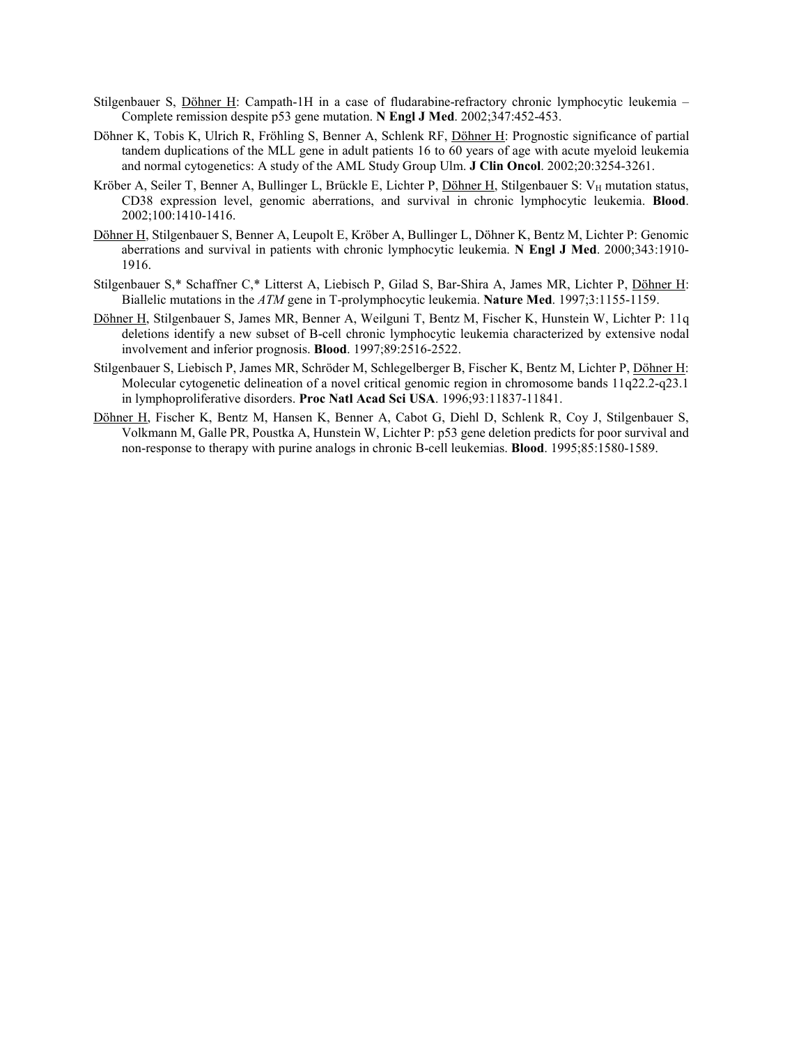Stilgenbauer S, Döhner H: Campath-1H in a case of fludarabine-refractory chronic lymphocytic leukemia – Complete remission despite p53 gene mutation. **N Engl J Med**. 2002;347:452-453.

Döhner K, Tobis K, Ulrich R, Fröhling S, Benner A, Schlenk RF, Döhner H: Prognostic significance of partial tandem duplications of the MLL gene in adult patients 16 to 60 years of age with acute myeloid leukemia and normal cytogenetics: A study of the AML Study Group Ulm. **J Clin Oncol**. 2002;20:3254-3261.

Kröber A, Seiler T, Benner A, Bullinger L, Brückle E, Lichter P, Döhner H, Stilgenbauer S: $V_H$ mutation status, CD38 expression level, genomic aberrations, and survival in chronic lymphocytic leukemia. **Blood**. 2002;100:1410-1416.

Döhner H, Stilgenbauer S, Benner A, Leupolt E, Kröber A, Bullinger L, Döhner K, Bentz M, Lichter P: Genomic aberrations and survival in patients with chronic lymphocytic leukemia. **N Engl J Med**. 2000;343:1910-1916.

Stilgenbauer S,* Schaffner C,* Litterst A, Liebisch P, Gilad S, Bar-Shira A, James MR, Lichter P, Döhner H: Biallelic mutations in the *ATM* gene in T-prolymphocytic leukemia. **Nature Med**. 1997;3:1155-1159.

Döhner H, Stilgenbauer S, James MR, Benner A, Weilguni T, Bentz M, Fischer K, Hunstein W, Lichter P: 11q deletions identify a new subset of B-cell chronic lymphocytic leukemia characterized by extensive nodal involvement and inferior prognosis. **Blood**. 1997;89:2516-2522.

Stilgenbauer S, Liebisch P, James MR, Schröder M, Schlegelberger B, Fischer K, Bentz M, Lichter P, Döhner H: Molecular cytogenetic delineation of a novel critical genomic region in chromosome bands 11q22.2-q23.1 in lymphoproliferative disorders. **Proc Natl Acad Sci USA**. 1996;93:11837-11841.

Döhner H, Fischer K, Bentz M, Hansen K, Benner A, Cabot G, Diehl D, Schlenk R, Coy J, Stilgenbauer S, Volkmann M, Galle PR, Poustka A, Hunstein W, Lichter P: p53 gene deletion predicts for poor survival and non-response to therapy with purine analogs in chronic B-cell leukemias. **Blood**. 1995;85:1580-1589.